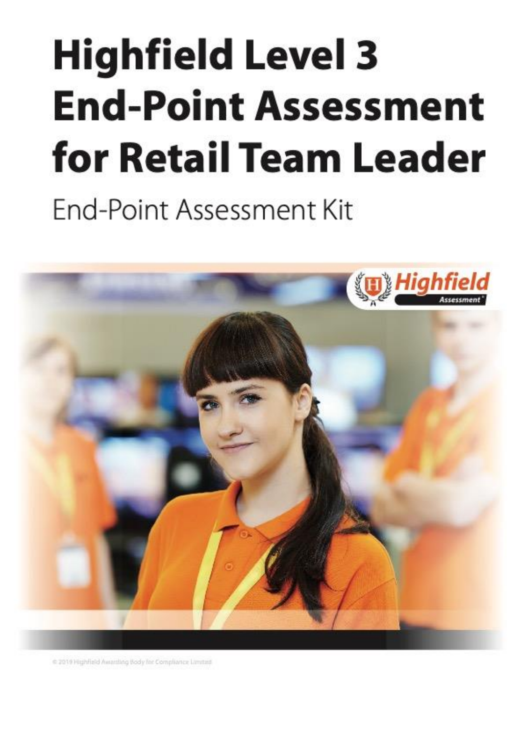# Highfield Level 3 End-Point Assessment for Retail Team Leader

End-Point Assessment Kit

© 2019 Highfield Awarding Body for Compliance Limited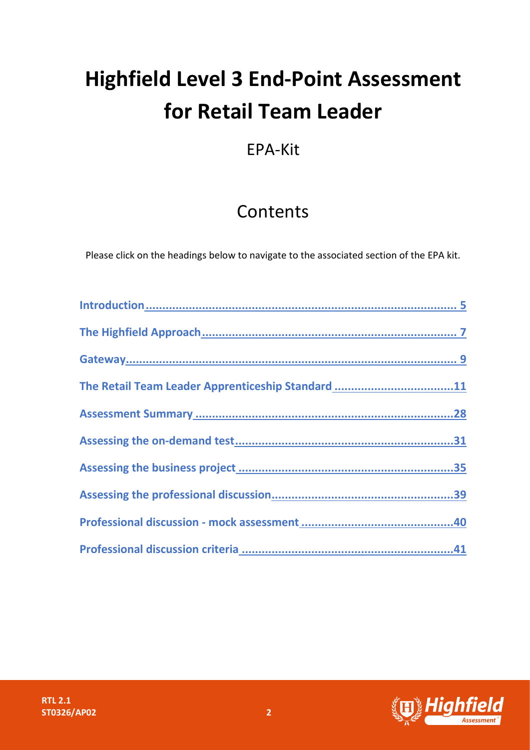# Highfield Level 3 End-Point Assessment for Retail Team Leader

## EPA-Kit

## Contents

Please click on the headings below to navigate to the associated section of the EPA kit.

**Introduction** ........................................................................................ 5

**The Highfield Approach** ........................................................................ 7

**Gateway** ................................................................................................ 9

**The Retail Team Leader Apprenticeship Standard** ..................................11

**Assessment Summary** ...........................................................................28

**Assessing the on-demand test** ...............................................................31

**Assessing the business project** ..............................................................35

**Assessing the professional discussion** ....................................................39

**Professional discussion - mock assessment** ...........................................40

**Professional discussion criteria** .............................................................41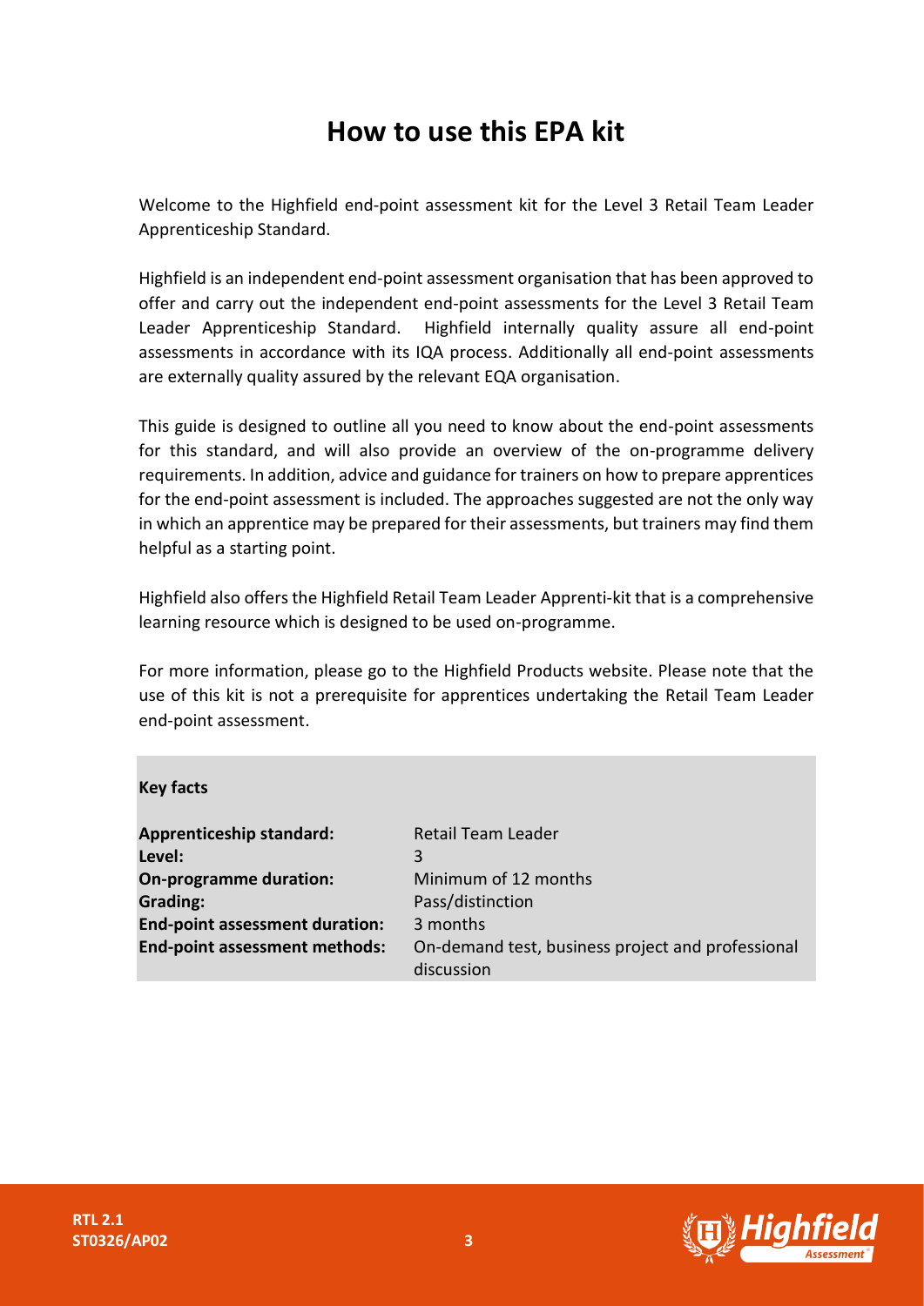# How to use this EPA kit

Welcome to the Highfield end-point assessment kit for the Level 3 Retail Team Leader Apprenticeship Standard.

Highfield is an independent end-point assessment organisation that has been approved to offer and carry out the independent end-point assessments for the Level 3 Retail Team Leader Apprenticeship Standard. Highfield internally quality assure all end-point assessments in accordance with its IQA process. Additionally all end-point assessments are externally quality assured by the relevant EQA organisation.

This guide is designed to outline all you need to know about the end-point assessments for this standard, and will also provide an overview of the on-programme delivery requirements. In addition, advice and guidance for trainers on how to prepare apprentices for the end-point assessment is included. The approaches suggested are not the only way in which an apprentice may be prepared for their assessments, but trainers may find them helpful as a starting point.

Highfield also offers the Highfield Retail Team Leader Apprenti-kit that is a comprehensive learning resource which is designed to be used on-programme.

For more information, please go to the Highfield Products website. Please note that the use of this kit is not a prerequisite for apprentices undertaking the Retail Team Leader end-point assessment.

**Key facts**

| | |
|---|---|
| **Apprenticeship standard:** | Retail Team Leader |
| **Level:** | 3 |
| **On-programme duration:** | Minimum of 12 months |
| **Grading:** | Pass/distinction |
| **End-point assessment duration:** | 3 months |
| **End-point assessment methods:** | On-demand test, business project and professional discussion |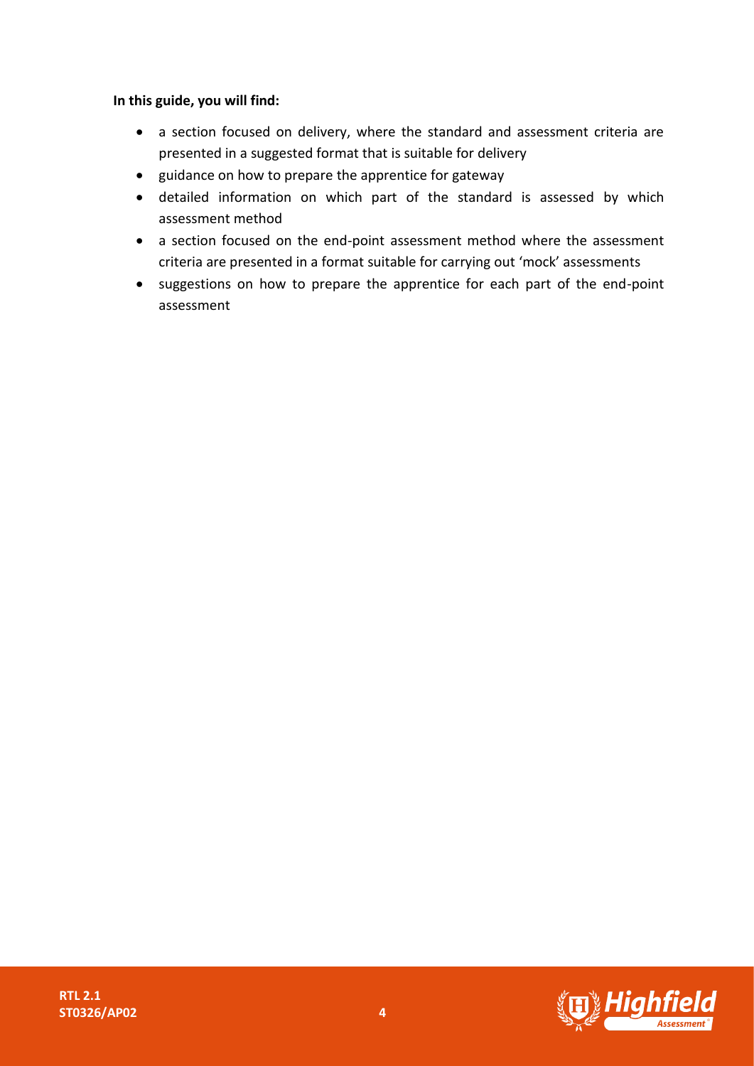**In this guide, you will find:**

- a section focused on delivery, where the standard and assessment criteria are presented in a suggested format that is suitable for delivery
- guidance on how to prepare the apprentice for gateway
- detailed information on which part of the standard is assessed by which assessment method
- a section focused on the end-point assessment method where the assessment criteria are presented in a format suitable for carrying out 'mock' assessments
- suggestions on how to prepare the apprentice for each part of the end-point assessment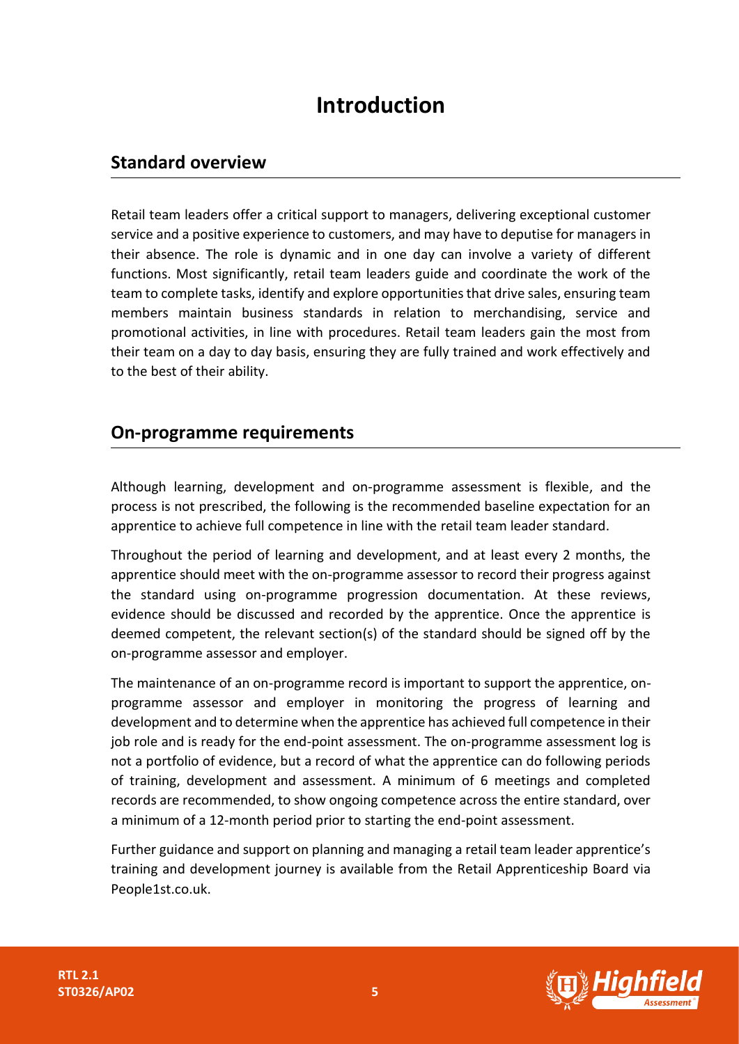# Introduction

## Standard overview

Retail team leaders offer a critical support to managers, delivering exceptional customer service and a positive experience to customers, and may have to deputise for managers in their absence. The role is dynamic and in one day can involve a variety of different functions. Most significantly, retail team leaders guide and coordinate the work of the team to complete tasks, identify and explore opportunities that drive sales, ensuring team members maintain business standards in relation to merchandising, service and promotional activities, in line with procedures. Retail team leaders gain the most from their team on a day to day basis, ensuring they are fully trained and work effectively and to the best of their ability.

## On-programme requirements

Although learning, development and on-programme assessment is flexible, and the process is not prescribed, the following is the recommended baseline expectation for an apprentice to achieve full competence in line with the retail team leader standard.

Throughout the period of learning and development, and at least every 2 months, the apprentice should meet with the on-programme assessor to record their progress against the standard using on-programme progression documentation. At these reviews, evidence should be discussed and recorded by the apprentice. Once the apprentice is deemed competent, the relevant section(s) of the standard should be signed off by the on-programme assessor and employer.

The maintenance of an on-programme record is important to support the apprentice, on-programme assessor and employer in monitoring the progress of learning and development and to determine when the apprentice has achieved full competence in their job role and is ready for the end-point assessment. The on-programme assessment log is not a portfolio of evidence, but a record of what the apprentice can do following periods of training, development and assessment. A minimum of 6 meetings and completed records are recommended, to show ongoing competence across the entire standard, over a minimum of a 12-month period prior to starting the end-point assessment.

Further guidance and support on planning and managing a retail team leader apprentice's training and development journey is available from the Retail Apprenticeship Board via People1st.co.uk.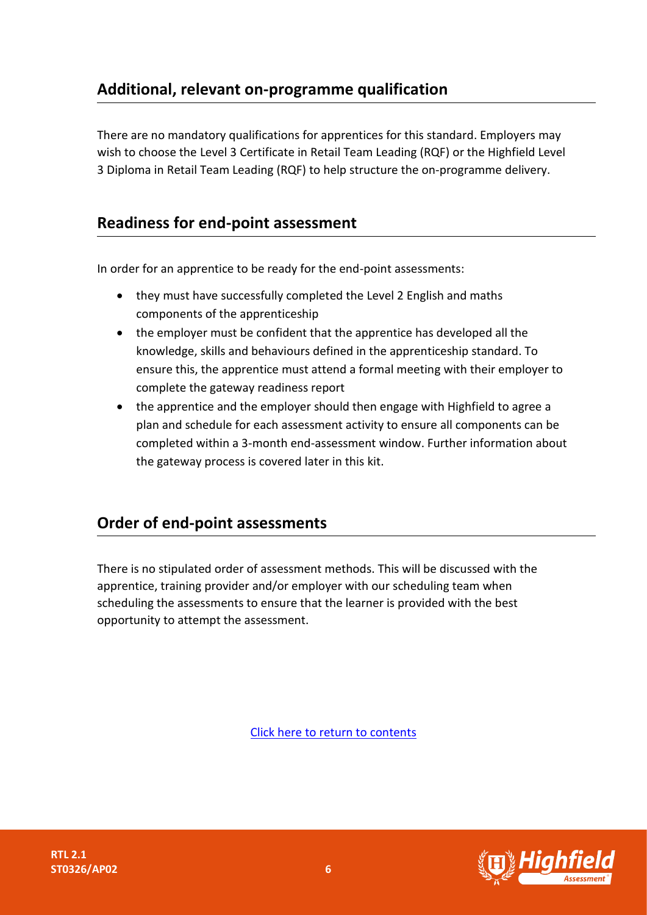## Additional, relevant on-programme qualification

There are no mandatory qualifications for apprentices for this standard. Employers may wish to choose the Level 3 Certificate in Retail Team Leading (RQF) or the Highfield Level 3 Diploma in Retail Team Leading (RQF) to help structure the on-programme delivery.

## Readiness for end-point assessment

In order for an apprentice to be ready for the end-point assessments:

- they must have successfully completed the Level 2 English and maths components of the apprenticeship
- the employer must be confident that the apprentice has developed all the knowledge, skills and behaviours defined in the apprenticeship standard. To ensure this, the apprentice must attend a formal meeting with their employer to complete the gateway readiness report
- the apprentice and the employer should then engage with Highfield to agree a plan and schedule for each assessment activity to ensure all components can be completed within a 3-month end-assessment window. Further information about the gateway process is covered later in this kit.

## Order of end-point assessments

There is no stipulated order of assessment methods. This will be discussed with the apprentice, training provider and/or employer with our scheduling team when scheduling the assessments to ensure that the learner is provided with the best opportunity to attempt the assessment.

Click here to return to contents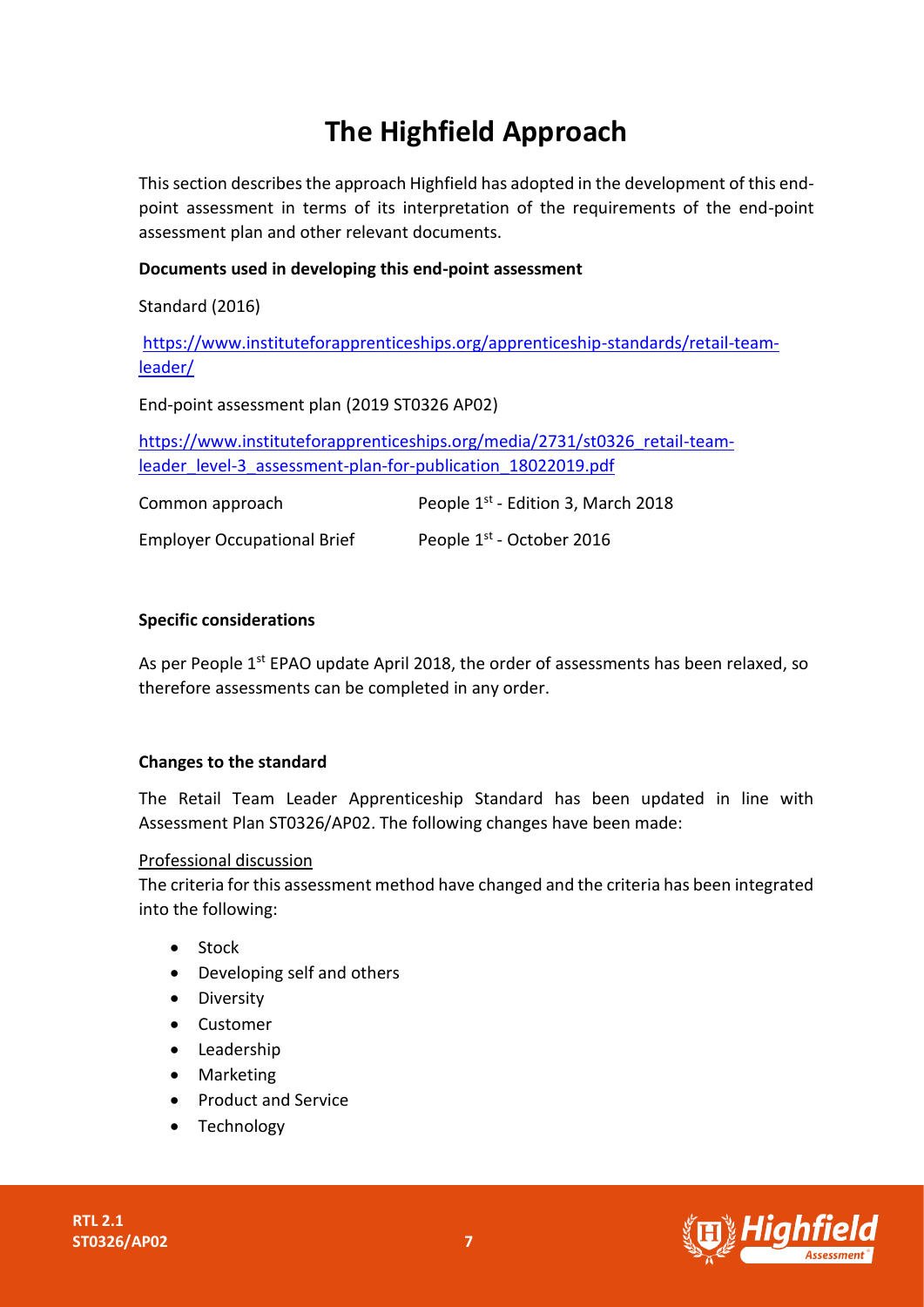# The Highfield Approach

This section describes the approach Highfield has adopted in the development of this end-point assessment in terms of its interpretation of the requirements of the end-point assessment plan and other relevant documents.

**Documents used in developing this end-point assessment**

Standard (2016)

[https://www.instituteforapprenticeships.org/apprenticeship-standards/retail-team-leader/](https://www.instituteforapprenticeships.org/apprenticeship-standards/retail-team-leader/)

End-point assessment plan (2019 ST0326 AP02)

[https://www.instituteforapprenticeships.org/media/2731/st0326_retail-team-leader_level-3_assessment-plan-for-publication_18022019.pdf](https://www.instituteforapprenticeships.org/media/2731/st0326_retail-team-leader_level-3_assessment-plan-for-publication_18022019.pdf)

| | |
|---|---|
| Common approach | People 1st - Edition 3, March 2018 |
| Employer Occupational Brief | People 1st - October 2016 |

**Specific considerations**

As per People 1st EPAO update April 2018, the order of assessments has been relaxed, so therefore assessments can be completed in any order.

**Changes to the standard**

The Retail Team Leader Apprenticeship Standard has been updated in line with Assessment Plan ST0326/AP02. The following changes have been made:

Professional discussion

The criteria for this assessment method have changed and the criteria has been integrated into the following:

- Stock
- Developing self and others
- Diversity
- Customer
- Leadership
- Marketing
- Product and Service
- Technology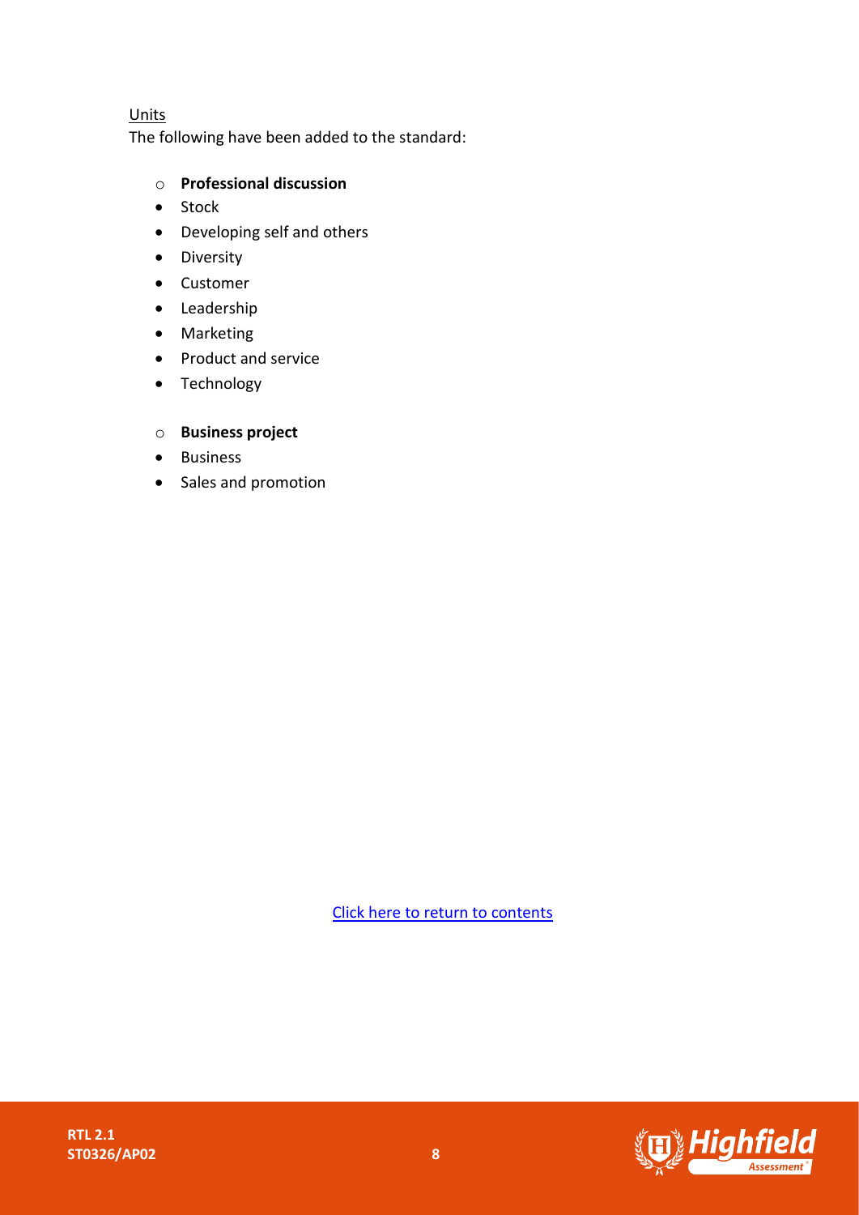Units

The following have been added to the standard:

- **Professional discussion**
  - Stock
  - Developing self and others
  - Diversity
  - Customer
  - Leadership
  - Marketing
  - Product and service
  - Technology

- **Business project**
  - Business
  - Sales and promotion

Click here to return to contents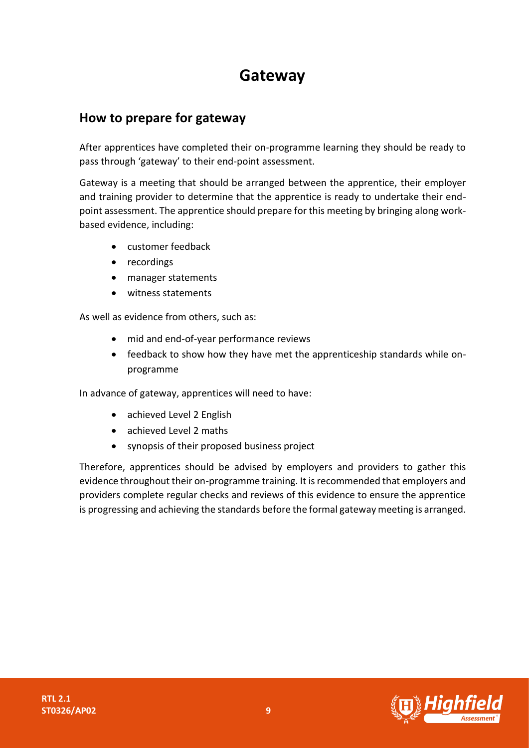# Gateway

## How to prepare for gateway

After apprentices have completed their on-programme learning they should be ready to pass through 'gateway' to their end-point assessment.

Gateway is a meeting that should be arranged between the apprentice, their employer and training provider to determine that the apprentice is ready to undertake their end-point assessment. The apprentice should prepare for this meeting by bringing along work-based evidence, including:

- customer feedback
- recordings
- manager statements
- witness statements

As well as evidence from others, such as:

- mid and end-of-year performance reviews
- feedback to show how they have met the apprenticeship standards while on-programme

In advance of gateway, apprentices will need to have:

- achieved Level 2 English
- achieved Level 2 maths
- synopsis of their proposed business project

Therefore, apprentices should be advised by employers and providers to gather this evidence throughout their on-programme training. It is recommended that employers and providers complete regular checks and reviews of this evidence to ensure the apprentice is progressing and achieving the standards before the formal gateway meeting is arranged.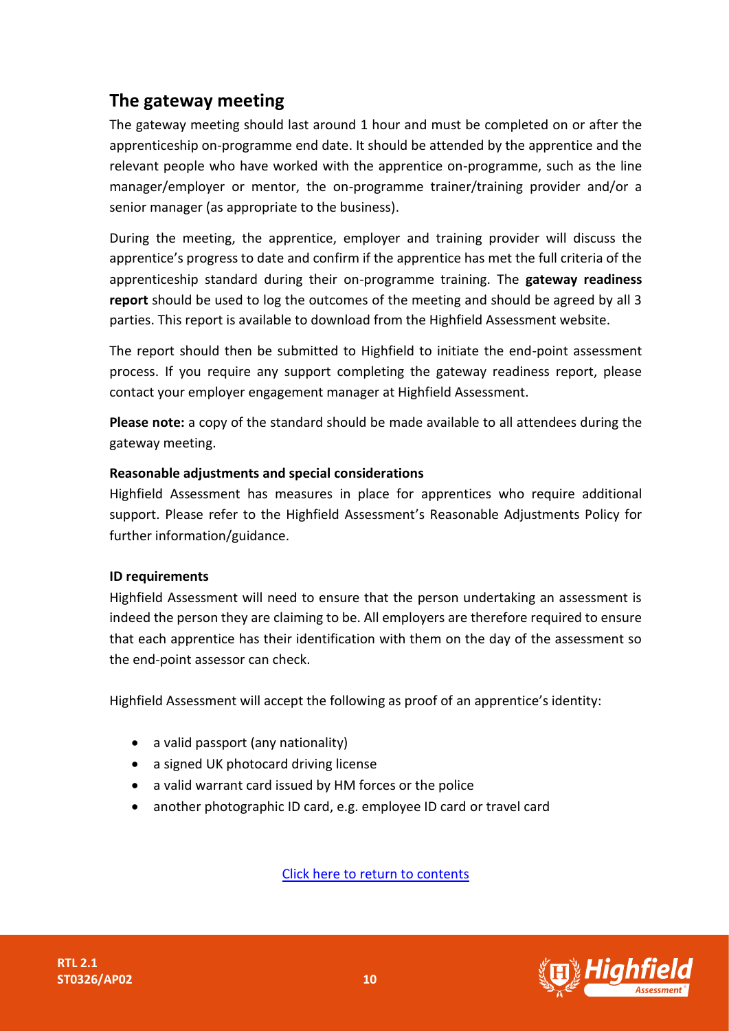## The gateway meeting

The gateway meeting should last around 1 hour and must be completed on or after the apprenticeship on-programme end date. It should be attended by the apprentice and the relevant people who have worked with the apprentice on-programme, such as the line manager/employer or mentor, the on-programme trainer/training provider and/or a senior manager (as appropriate to the business).

During the meeting, the apprentice, employer and training provider will discuss the apprentice's progress to date and confirm if the apprentice has met the full criteria of the apprenticeship standard during their on-programme training. The **gateway readiness report** should be used to log the outcomes of the meeting and should be agreed by all 3 parties. This report is available to download from the Highfield Assessment website.

The report should then be submitted to Highfield to initiate the end-point assessment process. If you require any support completing the gateway readiness report, please contact your employer engagement manager at Highfield Assessment.

**Please note:** a copy of the standard should be made available to all attendees during the gateway meeting.

**Reasonable adjustments and special considerations**

Highfield Assessment has measures in place for apprentices who require additional support. Please refer to the Highfield Assessment's Reasonable Adjustments Policy for further information/guidance.

**ID requirements**

Highfield Assessment will need to ensure that the person undertaking an assessment is indeed the person they are claiming to be. All employers are therefore required to ensure that each apprentice has their identification with them on the day of the assessment so the end-point assessor can check.

Highfield Assessment will accept the following as proof of an apprentice's identity:

- a valid passport (any nationality)
- a signed UK photocard driving license
- a valid warrant card issued by HM forces or the police
- another photographic ID card, e.g. employee ID card or travel card

Click here to return to contents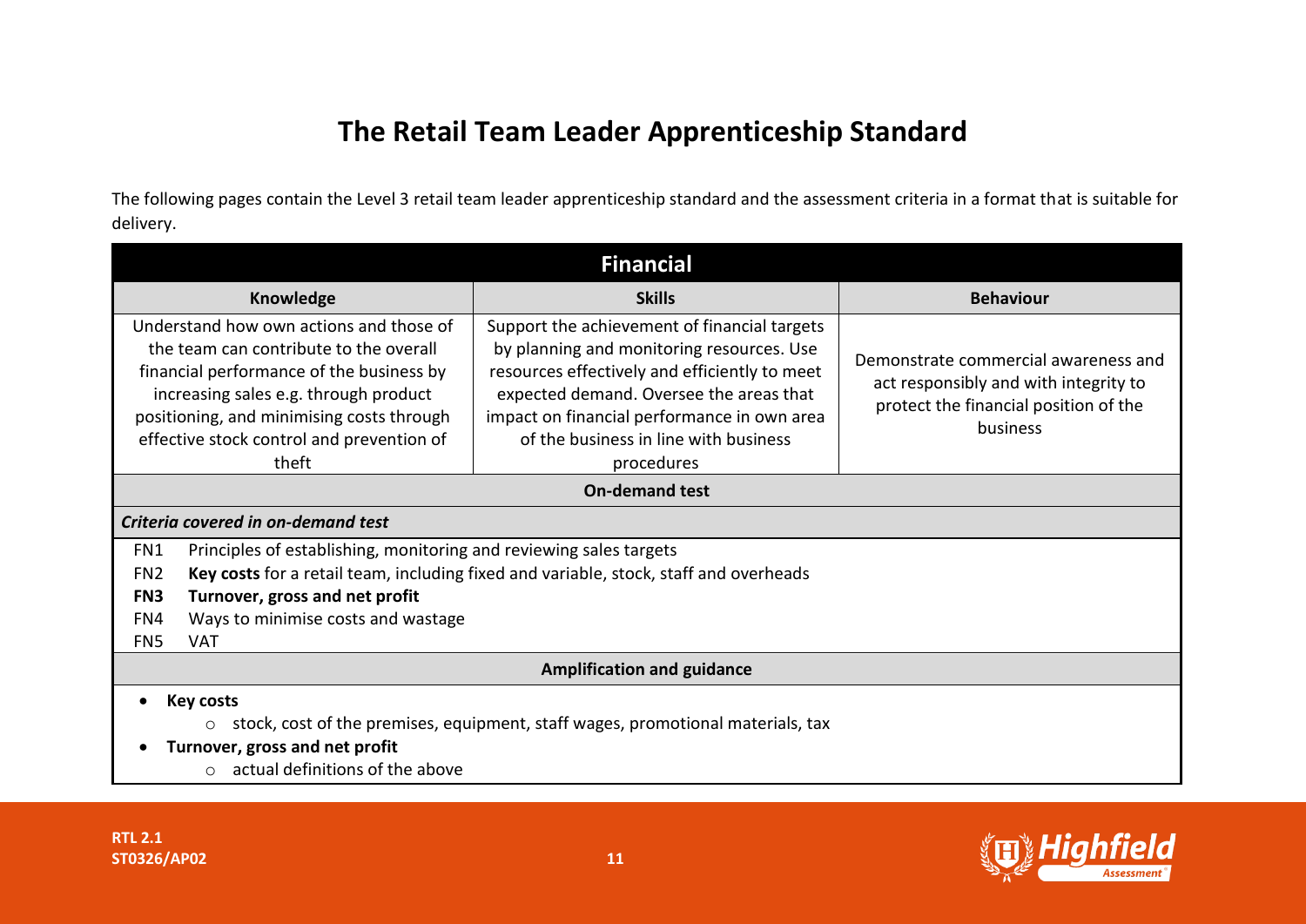# The Retail Team Leader Apprenticeship Standard

The following pages contain the Level 3 retail team leader apprenticeship standard and the assessment criteria in a format that is suitable for delivery.

| Financial | | |
|---|---|---|
| **Knowledge** | **Skills** | **Behaviour** |
| Understand how own actions and those of the team can contribute to the overall financial performance of the business by increasing sales e.g. through product positioning, and minimising costs through effective stock control and prevention of theft | Support the achievement of financial targets by planning and monitoring resources. Use resources effectively and efficiently to meet expected demand. Oversee the areas that impact on financial performance in own area of the business in line with business procedures | Demonstrate commercial awareness and act responsibly and with integrity to protect the financial position of the business |

**On-demand test**

***Criteria covered in on-demand test***

- FN1 Principles of establishing, monitoring and reviewing sales targets
- FN2 **Key costs** for a retail team, including fixed and variable, stock, staff and overheads
- **FN3 Turnover, gross and net profit**
- FN4 Ways to minimise costs and wastage
- FN5 VAT

**Amplification and guidance**

- **Key costs**
    - stock, cost of the premises, equipment, staff wages, promotional materials, tax
- **Turnover, gross and net profit**
    - actual definitions of the above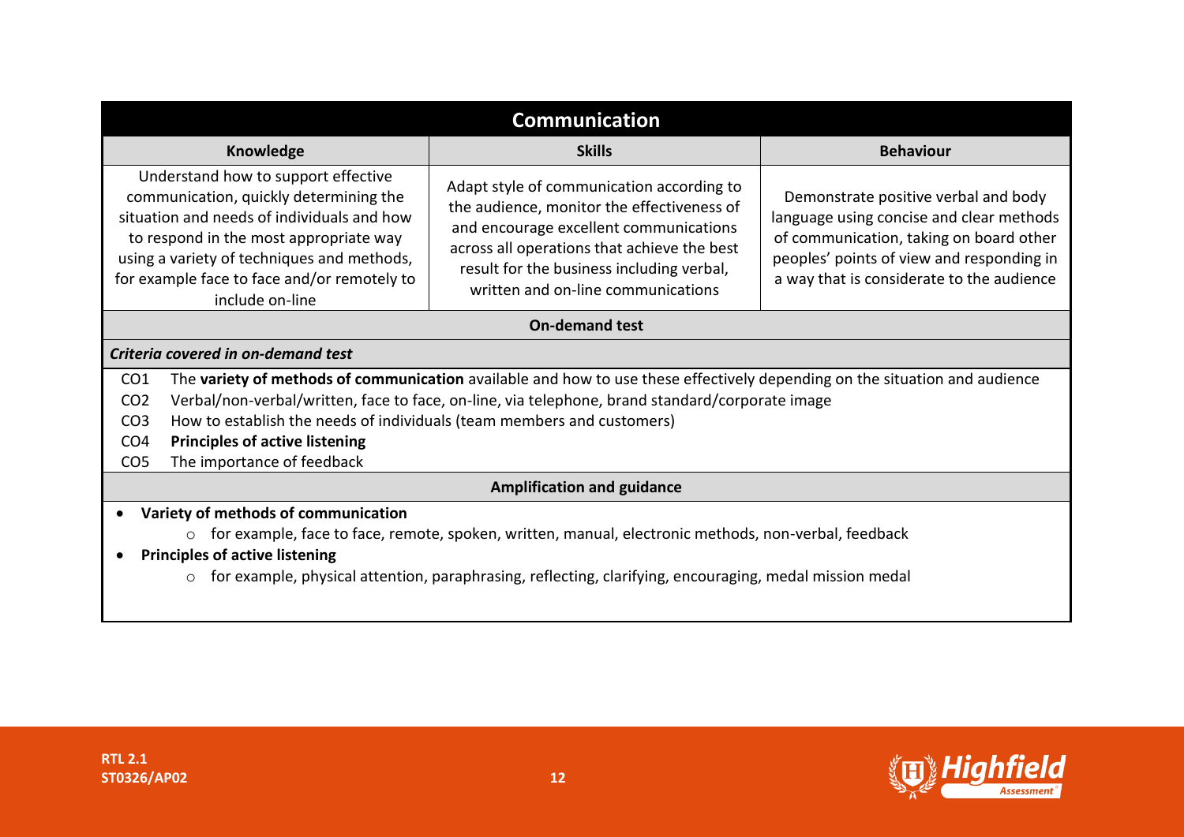| **Communication** | | |
|---|---|---|
| **Knowledge** | **Skills** | **Behaviour** |
| Understand how to support effective communication, quickly determining the situation and needs of individuals and how to respond in the most appropriate way using a variety of techniques and methods, for example face to face and/or remotely to include on-line | Adapt style of communication according to the audience, monitor the effectiveness of and encourage excellent communications across all operations that achieve the best result for the business including verbal, written and on-line communications | Demonstrate positive verbal and body language using concise and clear methods of communication, taking on board other peoples' points of view and responding in a way that is considerate to the audience |

**On-demand test**

***Criteria covered in on-demand test***

- CO1 The **variety of methods of communication** available and how to use these effectively depending on the situation and audience
- CO2 Verbal/non-verbal/written, face to face, on-line, via telephone, brand standard/corporate image
- CO3 How to establish the needs of individuals (team members and customers)
- CO4 **Principles of active listening**
- CO5 The importance of feedback

**Amplification and guidance**

- **Variety of methods of communication**
  - for example, face to face, remote, spoken, written, manual, electronic methods, non-verbal, feedback
- **Principles of active listening**
  - for example, physical attention, paraphrasing, reflecting, clarifying, encouraging, medal mission medal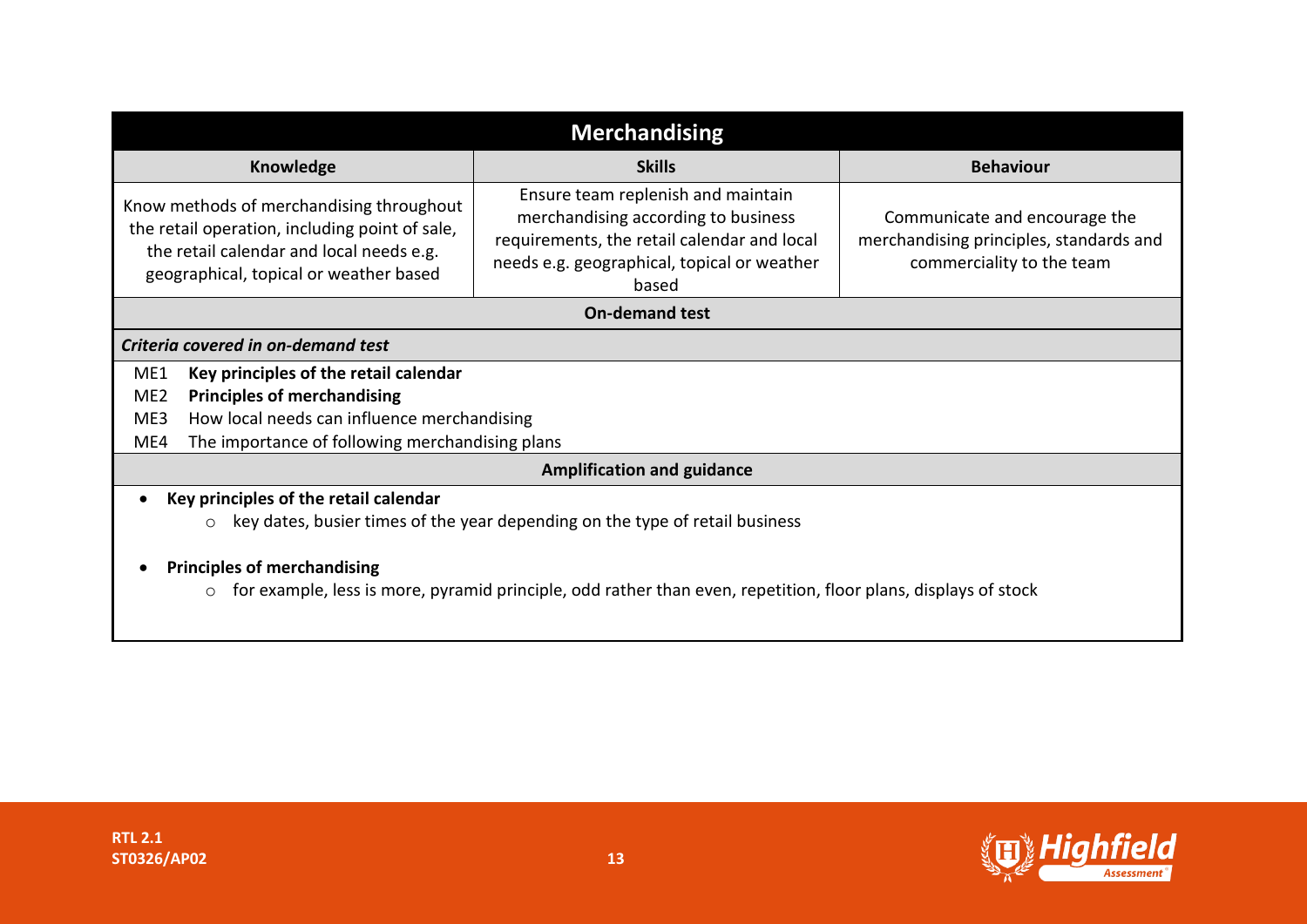## Merchandising

| Knowledge | Skills | Behaviour |
|---|---|---|
| Know methods of merchandising throughout the retail operation, including point of sale, the retail calendar and local needs e.g. geographical, topical or weather based | Ensure team replenish and maintain merchandising according to business requirements, the retail calendar and local needs e.g. geographical, topical or weather based | Communicate and encourage the merchandising principles, standards and commerciality to the team |

**On-demand test**

***Criteria covered in on-demand test***

- ME1 **Key principles of the retail calendar**
- ME2 **Principles of merchandising**
- ME3 How local needs can influence merchandising
- ME4 The importance of following merchandising plans

**Amplification and guidance**

- **Key principles of the retail calendar**
  - key dates, busier times of the year depending on the type of retail business
- **Principles of merchandising**
  - for example, less is more, pyramid principle, odd rather than even, repetition, floor plans, displays of stock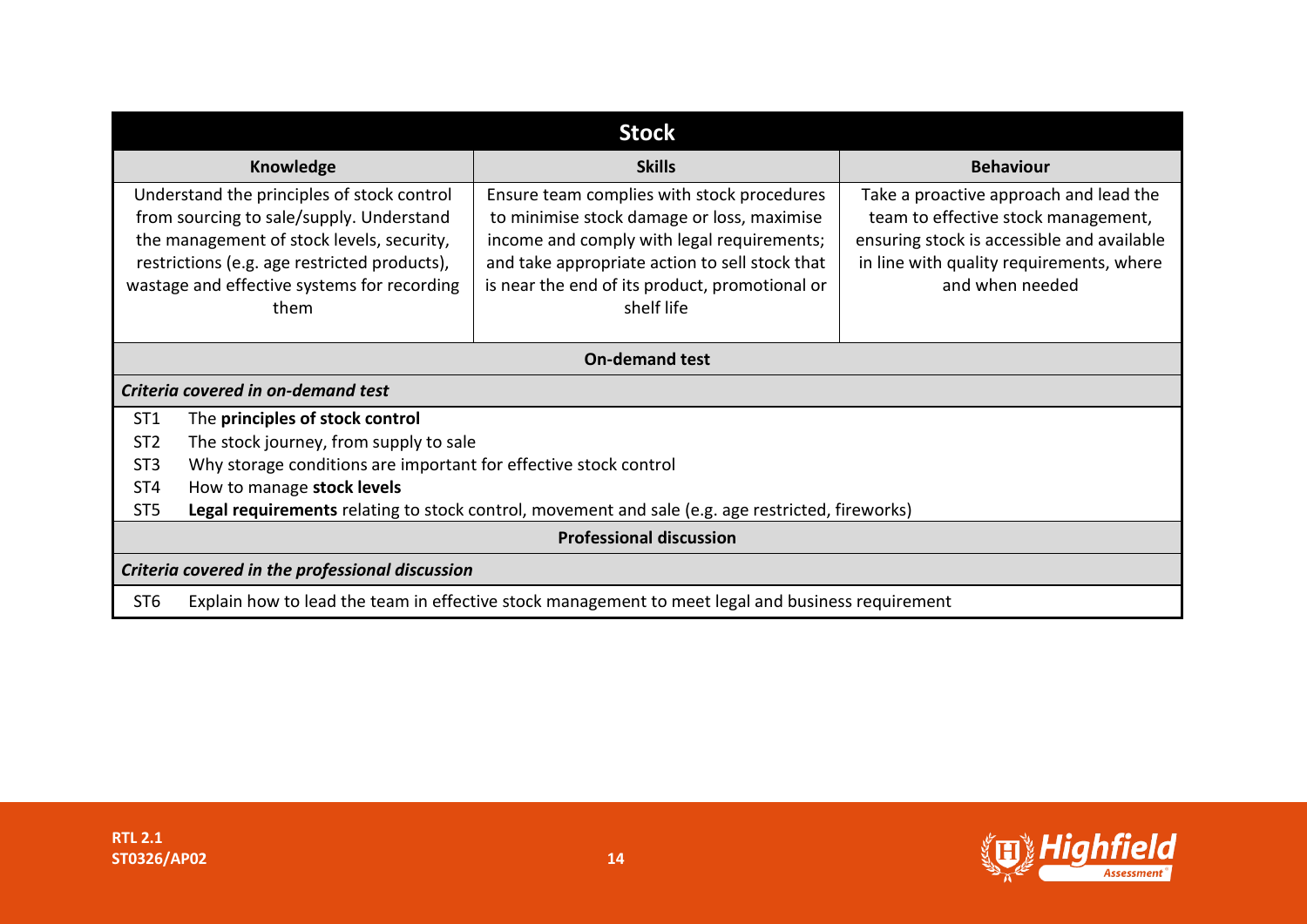| Stock | | |
|---|---|---|
| **Knowledge** | **Skills** | **Behaviour** |
| Understand the principles of stock control from sourcing to sale/supply. Understand the management of stock levels, security, restrictions (e.g. age restricted products), wastage and effective systems for recording them | Ensure team complies with stock procedures to minimise stock damage or loss, maximise income and comply with legal requirements; and take appropriate action to sell stock that is near the end of its product, promotional or shelf life | Take a proactive approach and lead the team to effective stock management, ensuring stock is accessible and available in line with quality requirements, where and when needed |

**On-demand test**

***Criteria covered in on-demand test***

| | |
|---|---|
| ST1 | The **principles of stock control** |
| ST2 | The stock journey, from supply to sale |
| ST3 | Why storage conditions are important for effective stock control |
| ST4 | How to manage **stock levels** |
| ST5 | **Legal requirements** relating to stock control, movement and sale (e.g. age restricted, fireworks) |

**Professional discussion**

***Criteria covered in the professional discussion***

| | |
|---|---|
| ST6 | Explain how to lead the team in effective stock management to meet legal and business requirement |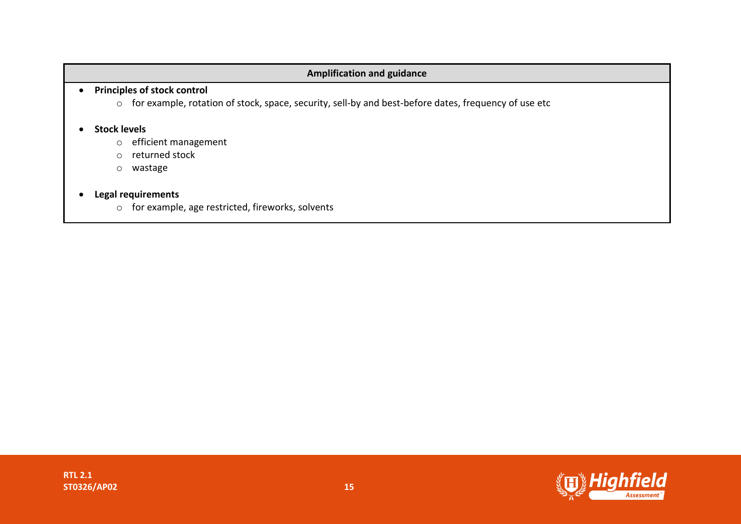| Amplification and guidance |
| --- |
| • **Principles of stock control**<br>  ○ for example, rotation of stock, space, security, sell-by and best-before dates, frequency of use etc<br><br>• **Stock levels**<br>  ○ efficient management<br>  ○ returned stock<br>  ○ wastage<br><br>• **Legal requirements**<br>  ○ for example, age restricted, fireworks, solvents |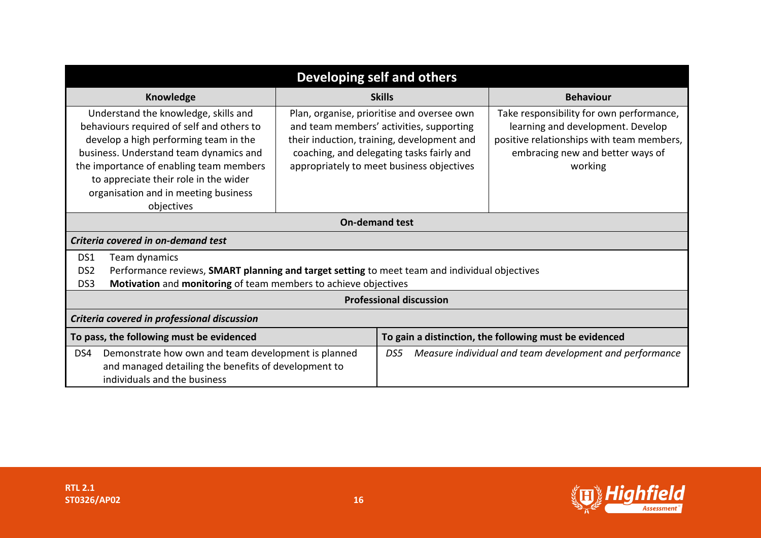## Developing self and others

| Knowledge | Skills | Behaviour |
|---|---|---|
| Understand the knowledge, skills and behaviours required of self and others to develop a high performing team in the business. Understand team dynamics and the importance of enabling team members to appreciate their role in the wider organisation and in meeting business objectives | Plan, organise, prioritise and oversee own and team members' activities, supporting their induction, training, development and coaching, and delegating tasks fairly and appropriately to meet business objectives | Take responsibility for own performance, learning and development. Develop positive relationships with team members, embracing new and better ways of working |

**On-demand test**

*Criteria covered in on-demand test*

- DS1 Team dynamics
- DS2 Performance reviews, **SMART planning and target setting** to meet team and individual objectives
- DS3 **Motivation** and **monitoring** of team members to achieve objectives

**Professional discussion**

*Criteria covered in professional discussion*

| To pass, the following must be evidenced | To gain a distinction, the following must be evidenced |
|---|---|
| DS4 Demonstrate how own and team development is planned and managed detailing the benefits of development to individuals and the business | *DS5 Measure individual and team development and performance* |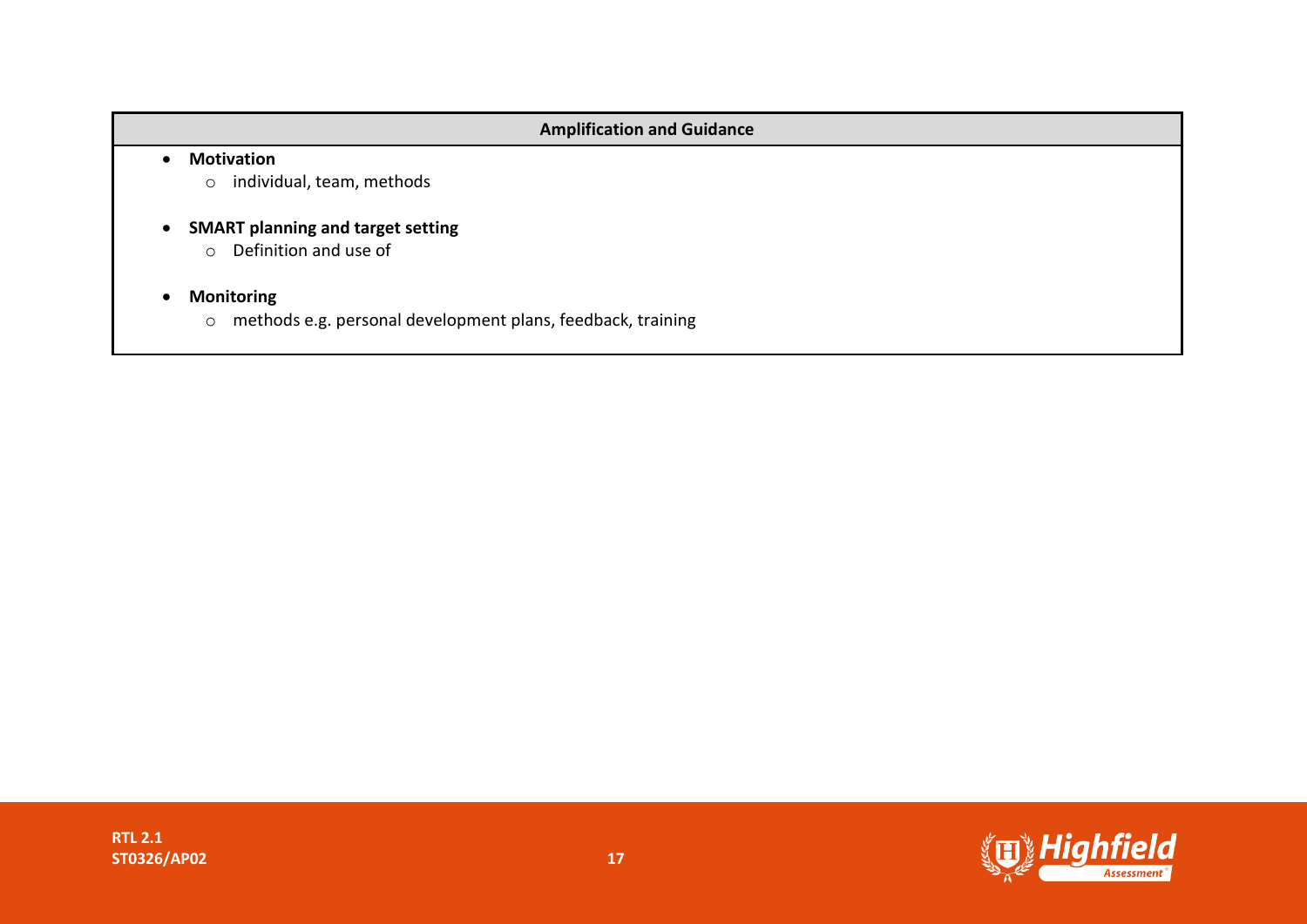| Amplification and Guidance |
| --- |
| • **Motivation**<br>  ○ individual, team, methods<br><br>• **SMART planning and target setting**<br>  ○ Definition and use of<br><br>• **Monitoring**<br>  ○ methods e.g. personal development plans, feedback, training |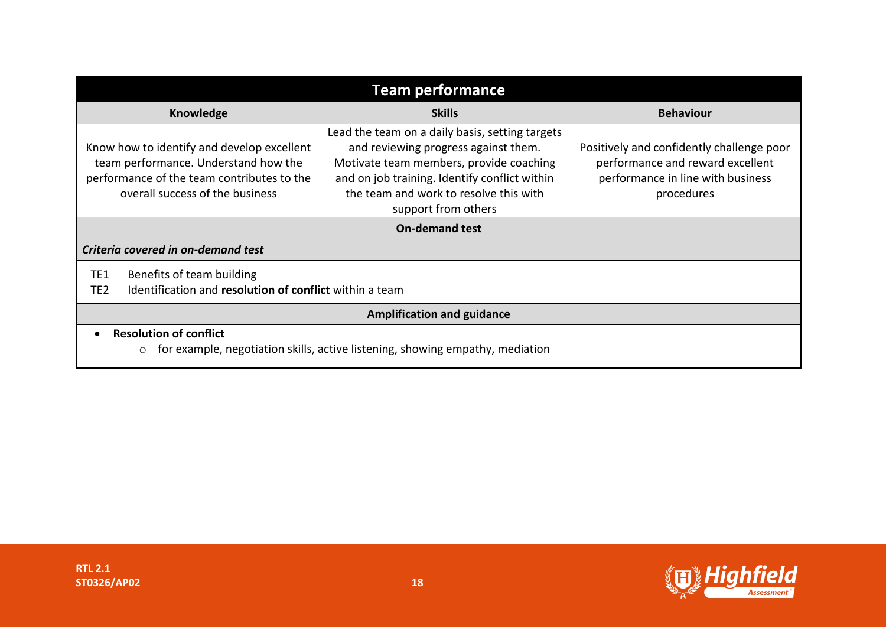## Team performance

| Knowledge | Skills | Behaviour |
|---|---|---|
| Know how to identify and develop excellent team performance. Understand how the performance of the team contributes to the overall success of the business | Lead the team on a daily basis, setting targets and reviewing progress against them. Motivate team members, provide coaching and on job training. Identify conflict within the team and work to resolve this with support from others | Positively and confidently challenge poor performance and reward excellent performance in line with business procedures |

**On-demand test**

***Criteria covered in on-demand test***

TE1 Benefits of team building
TE2 Identification and **resolution of conflict** within a team

**Amplification and guidance**

- **Resolution of conflict**
  - for example, negotiation skills, active listening, showing empathy, mediation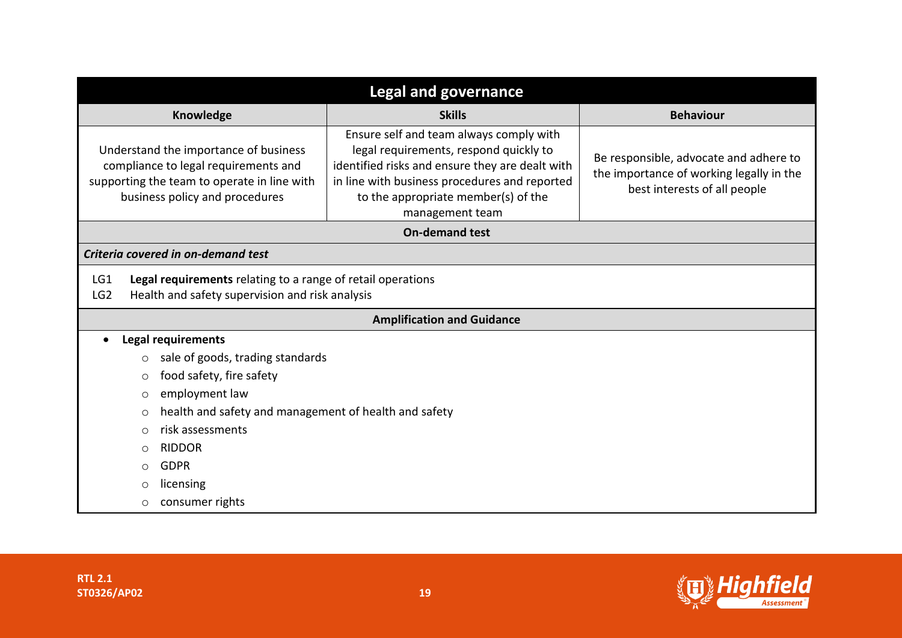## Legal and governance

| Knowledge | Skills | Behaviour |
|---|---|---|
| Understand the importance of business compliance to legal requirements and supporting the team to operate in line with business policy and procedures | Ensure self and team always comply with legal requirements, respond quickly to identified risks and ensure they are dealt with in line with business procedures and reported to the appropriate member(s) of the management team | Be responsible, advocate and adhere to the importance of working legally in the best interests of all people |

**On-demand test**

***Criteria covered in on-demand test***

LG1 **Legal requirements** relating to a range of retail operations
LG2 Health and safety supervision and risk analysis

**Amplification and Guidance**

- **Legal requirements**
  - sale of goods, trading standards
  - food safety, fire safety
  - employment law
  - health and safety and management of health and safety
  - risk assessments
  - RIDDOR
  - GDPR
  - licensing
  - consumer rights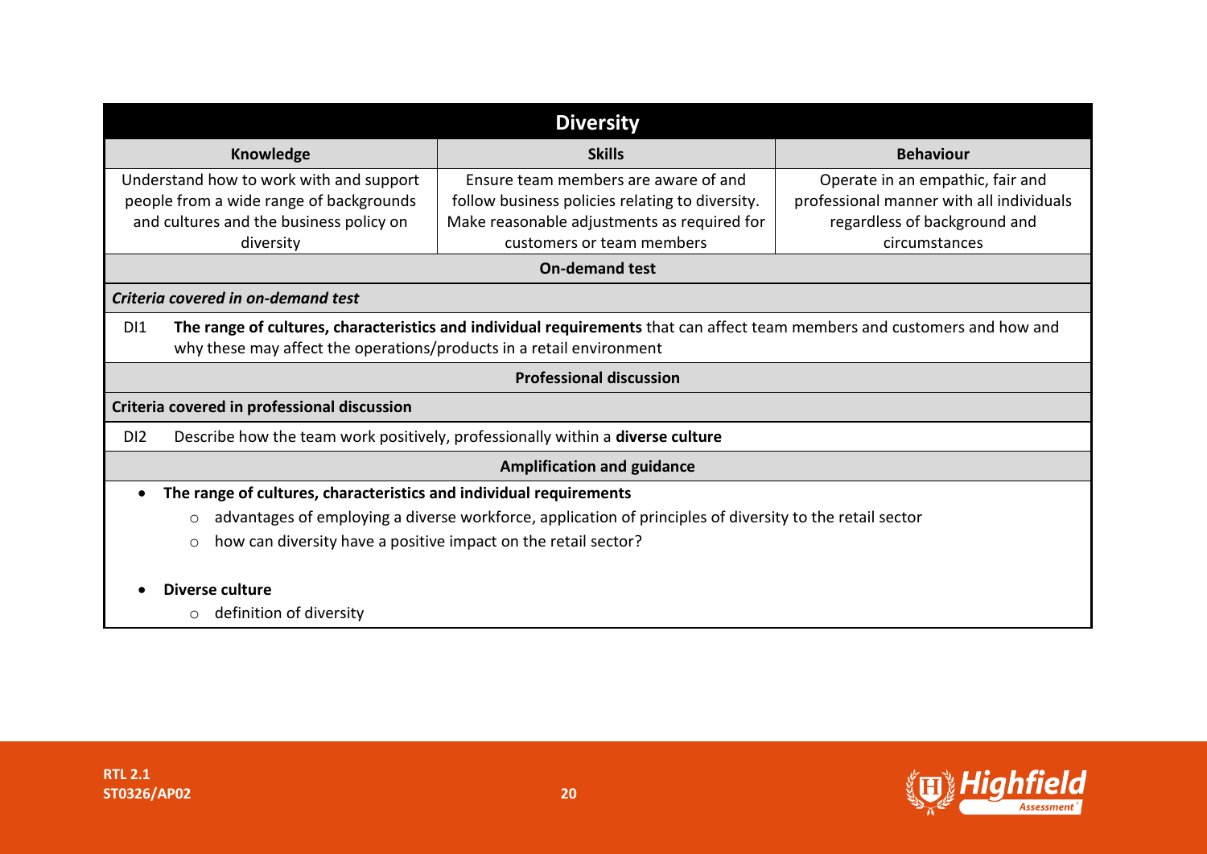| Diversity | | |
|---|---|---|
| **Knowledge** | **Skills** | **Behaviour** |
| Understand how to work with and support people from a wide range of backgrounds and cultures and the business policy on diversity | Ensure team members are aware of and follow business policies relating to diversity. Make reasonable adjustments as required for customers or team members | Operate in an empathic, fair and professional manner with all individuals regardless of background and circumstances |

**On-demand test**

***Criteria covered in on-demand test***

DI1 **The range of cultures, characteristics and individual requirements** that can affect team members and customers and how and why these may affect the operations/products in a retail environment

**Professional discussion**

**Criteria covered in professional discussion**

DI2 Describe how the team work positively, professionally within a **diverse culture**

**Amplification and guidance**

- **The range of cultures, characteristics and individual requirements**
  - advantages of employing a diverse workforce, application of principles of diversity to the retail sector
  - how can diversity have a positive impact on the retail sector?

- **Diverse culture**
  - definition of diversity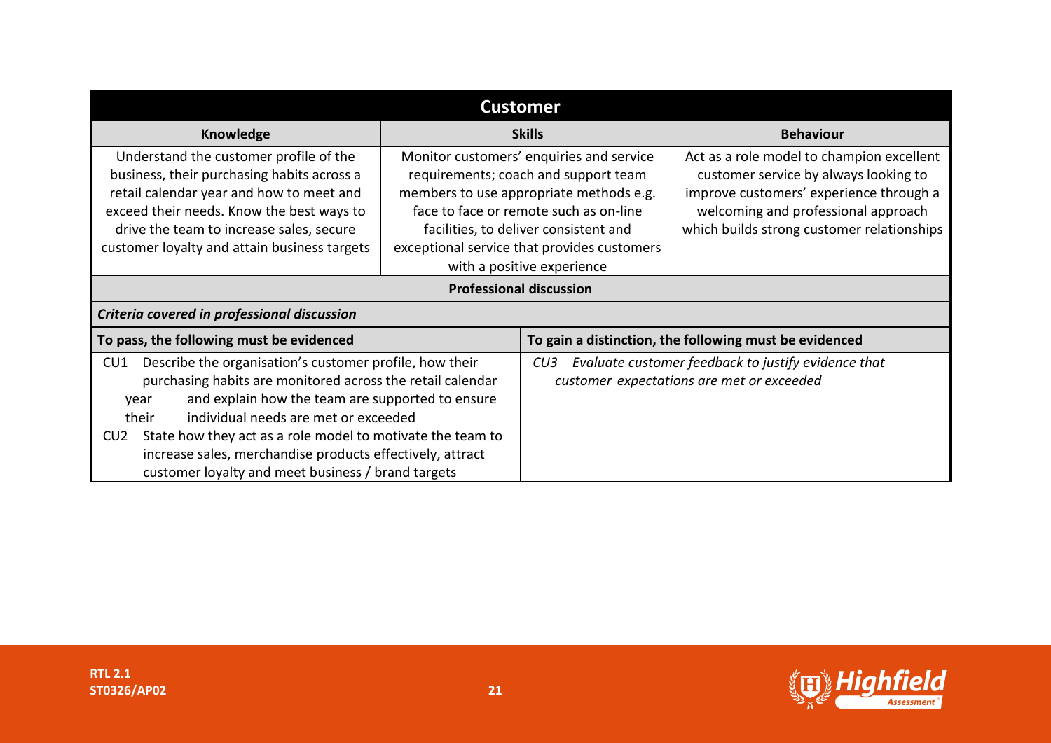| Customer | | |
|---|---|---|
| **Knowledge** | **Skills** | **Behaviour** |
| Understand the customer profile of the business, their purchasing habits across a retail calendar year and how to meet and exceed their needs. Know the best ways to drive the team to increase sales, secure customer loyalty and attain business targets | Monitor customers' enquiries and service requirements; coach and support team members to use appropriate methods e.g. face to face or remote such as on-line facilities, to deliver consistent and exceptional service that provides customers with a positive experience | Act as a role model to champion excellent customer service by always looking to improve customers' experience through a welcoming and professional approach which builds strong customer relationships |

**Professional discussion**

*Criteria covered in professional discussion*

| To pass, the following must be evidenced | To gain a distinction, the following must be evidenced |
|---|---|
| CU1 Describe the organisation's customer profile, how their purchasing habits are monitored across the retail calendar year and explain how the team are supported to ensure their individual needs are met or exceeded<br>CU2 State how they act as a role model to motivate the team to increase sales, merchandise products effectively, attract customer loyalty and meet business / brand targets | *CU3 Evaluate customer feedback to justify evidence that customer expectations are met or exceeded* |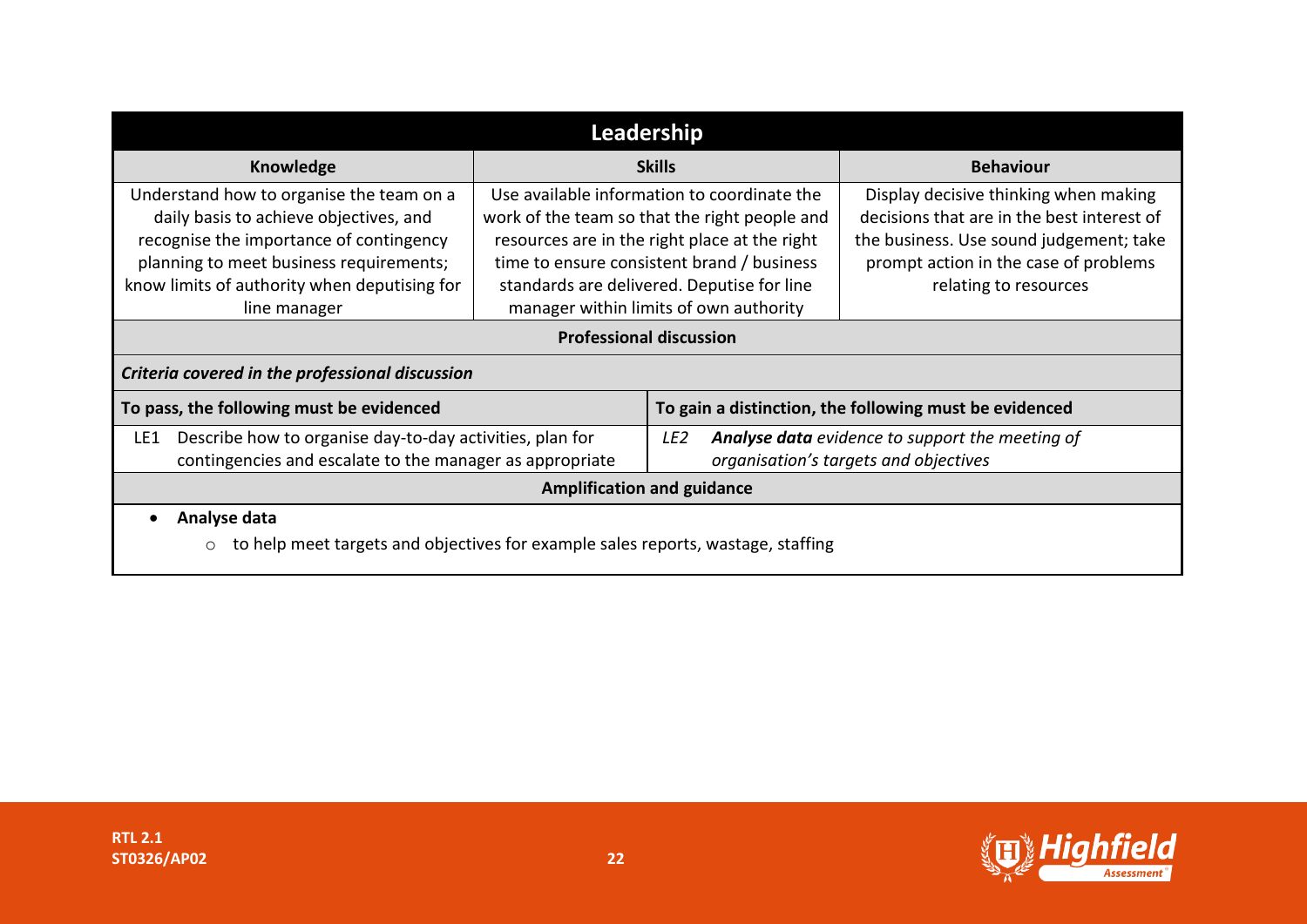| Leadership | | |
|---|---|---|
| **Knowledge** | **Skills** | **Behaviour** |
| Understand how to organise the team on a daily basis to achieve objectives, and recognise the importance of contingency planning to meet business requirements; know limits of authority when deputising for line manager | Use available information to coordinate the work of the team so that the right people and resources are in the right place at the right time to ensure consistent brand / business standards are delivered. Deputise for line manager within limits of own authority | Display decisive thinking when making decisions that are in the best interest of the business. Use sound judgement; take prompt action in the case of problems relating to resources |

**Professional discussion**

***Criteria covered in the professional discussion***

| To pass, the following must be evidenced | To gain a distinction, the following must be evidenced |
|---|---|
| LE1 Describe how to organise day-to-day activities, plan for contingencies and escalate to the manager as appropriate | *LE2* ***Analyse data*** *evidence to support the meeting of organisation's targets and objectives* |

**Amplification and guidance**

- **Analyse data**
  - to help meet targets and objectives for example sales reports, wastage, staffing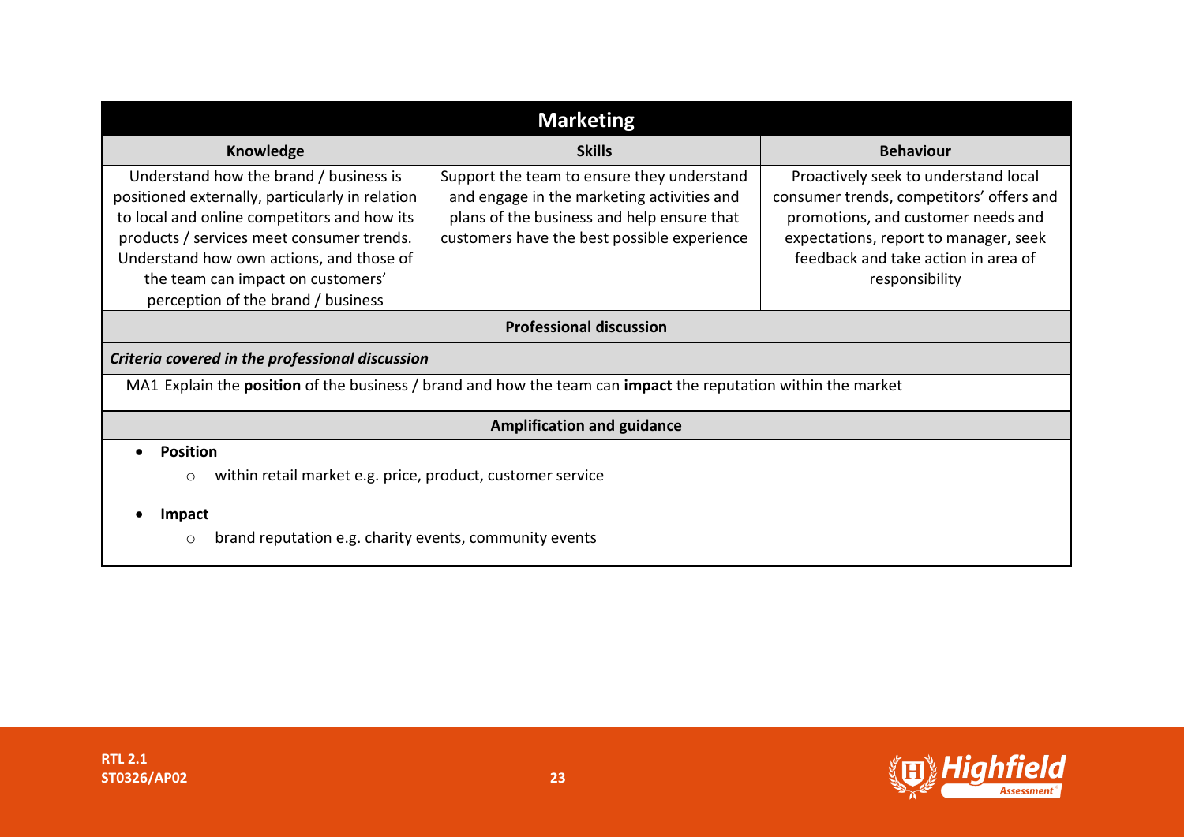## Marketing

| Knowledge | Skills | Behaviour |
| --- | --- | --- |
| Understand how the brand / business is positioned externally, particularly in relation to local and online competitors and how its products / services meet consumer trends. Understand how own actions, and those of the team can impact on customers' perception of the brand / business | Support the team to ensure they understand and engage in the marketing activities and plans of the business and help ensure that customers have the best possible experience | Proactively seek to understand local consumer trends, competitors' offers and promotions, and customer needs and expectations, report to manager, seek feedback and take action in area of responsibility |

**Professional discussion**

***Criteria covered in the professional discussion***

MA1 Explain the **position** of the business / brand and how the team can **impact** the reputation within the market

**Amplification and guidance**

- **Position**
    - within retail market e.g. price, product, customer service
- **Impact**
    - brand reputation e.g. charity events, community events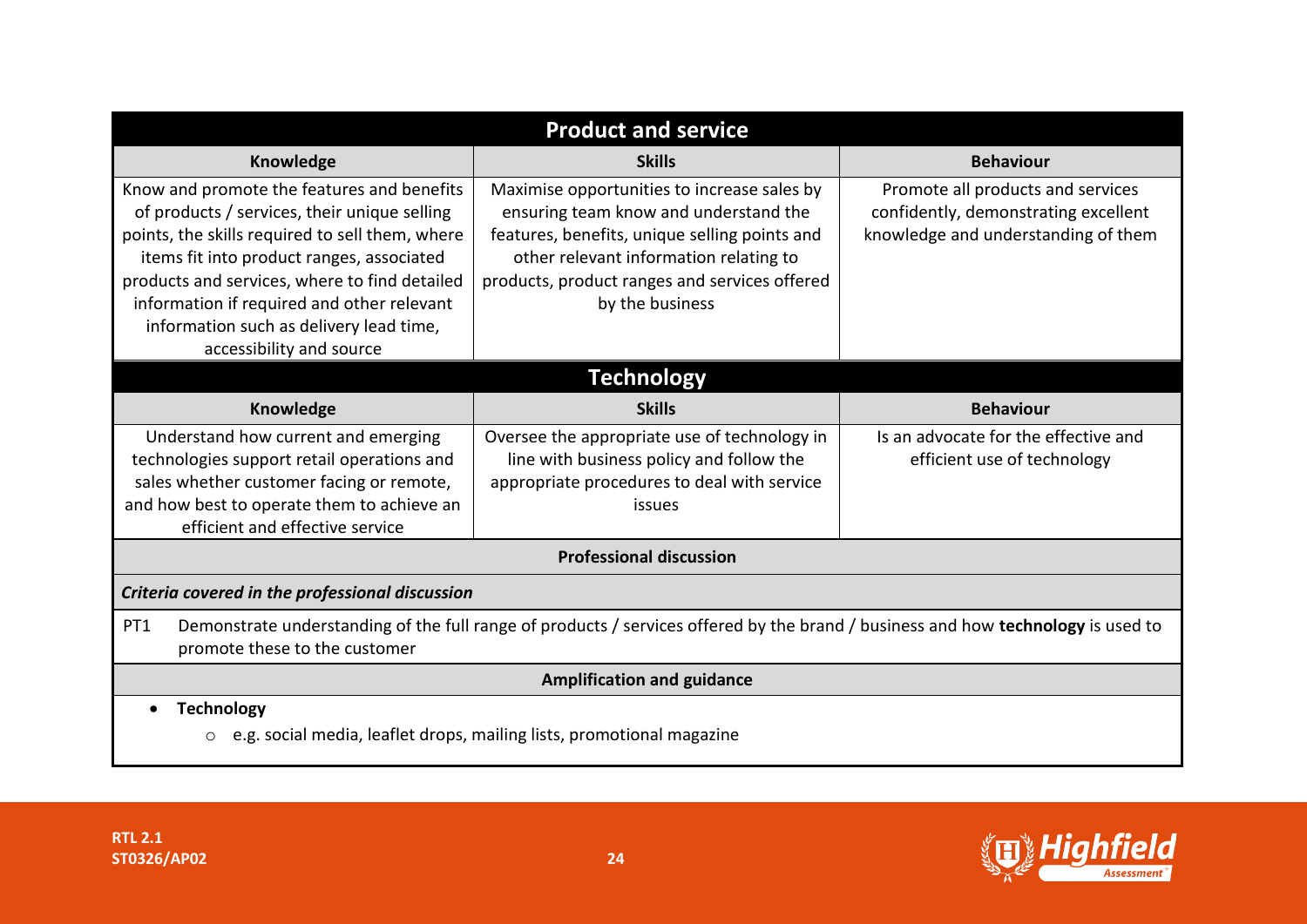| Product and service | | |
|---|---|---|
| **Knowledge** | **Skills** | **Behaviour** |
| Know and promote the features and benefits of products / services, their unique selling points, the skills required to sell them, where items fit into product ranges, associated products and services, where to find detailed information if required and other relevant information such as delivery lead time, accessibility and source | Maximise opportunities to increase sales by ensuring team know and understand the features, benefits, unique selling points and other relevant information relating to products, product ranges and services offered by the business | Promote all products and services confidently, demonstrating excellent knowledge and understanding of them |

| Technology | | |
|---|---|---|
| **Knowledge** | **Skills** | **Behaviour** |
| Understand how current and emerging technologies support retail operations and sales whether customer facing or remote, and how best to operate them to achieve an efficient and effective service | Oversee the appropriate use of technology in line with business policy and follow the appropriate procedures to deal with service issues | Is an advocate for the effective and efficient use of technology |

**Professional discussion**

***Criteria covered in the professional discussion***

| | |
|---|---|
| PT1 | Demonstrate understanding of the full range of products / services offered by the brand / business and how **technology** is used to promote these to the customer |

**Amplification and guidance**

- **Technology**
  - e.g. social media, leaflet drops, mailing lists, promotional magazine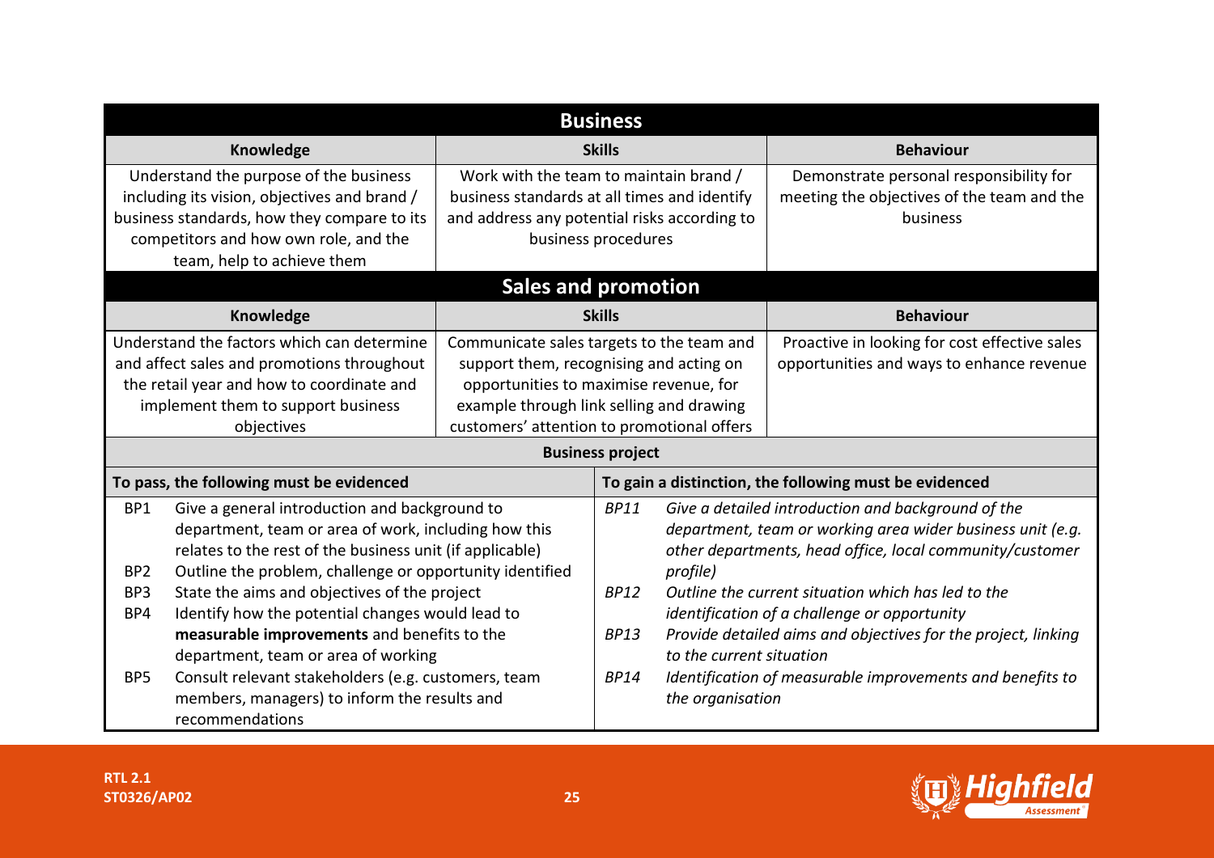## Business

| Knowledge | Skills | Behaviour |
|---|---|---|
| Understand the purpose of the business including its vision, objectives and brand / business standards, how they compare to its competitors and how own role, and the team, help to achieve them | Work with the team to maintain brand / business standards at all times and identify and address any potential risks according to business procedures | Demonstrate personal responsibility for meeting the objectives of the team and the business |

## Sales and promotion

| Knowledge | Skills | Behaviour |
|---|---|---|
| Understand the factors which can determine and affect sales and promotions throughout the retail year and how to coordinate and implement them to support business objectives | Communicate sales targets to the team and support them, recognising and acting on opportunities to maximise revenue, for example through link selling and drawing customers' attention to promotional offers | Proactive in looking for cost effective sales opportunities and ways to enhance revenue |

### Business project

| To pass, the following must be evidenced | To gain a distinction, the following must be evidenced |
|---|---|
| BP1 Give a general introduction and background to department, team or area of work, including how this relates to the rest of the business unit (if applicable)<br>BP2 Outline the problem, challenge or opportunity identified<br>BP3 State the aims and objectives of the project<br>BP4 Identify how the potential changes would lead to **measurable improvements** and benefits to the department, team or area of working<br>BP5 Consult relevant stakeholders (e.g. customers, team members, managers) to inform the results and recommendations | *BP11 Give a detailed introduction and background of the department, team or working area wider business unit (e.g. other departments, head office, local community/customer profile)*<br>*BP12 Outline the current situation which has led to the identification of a challenge or opportunity*<br>*BP13 Provide detailed aims and objectives for the project, linking to the current situation*<br>*BP14 Identification of measurable improvements and benefits to the organisation* |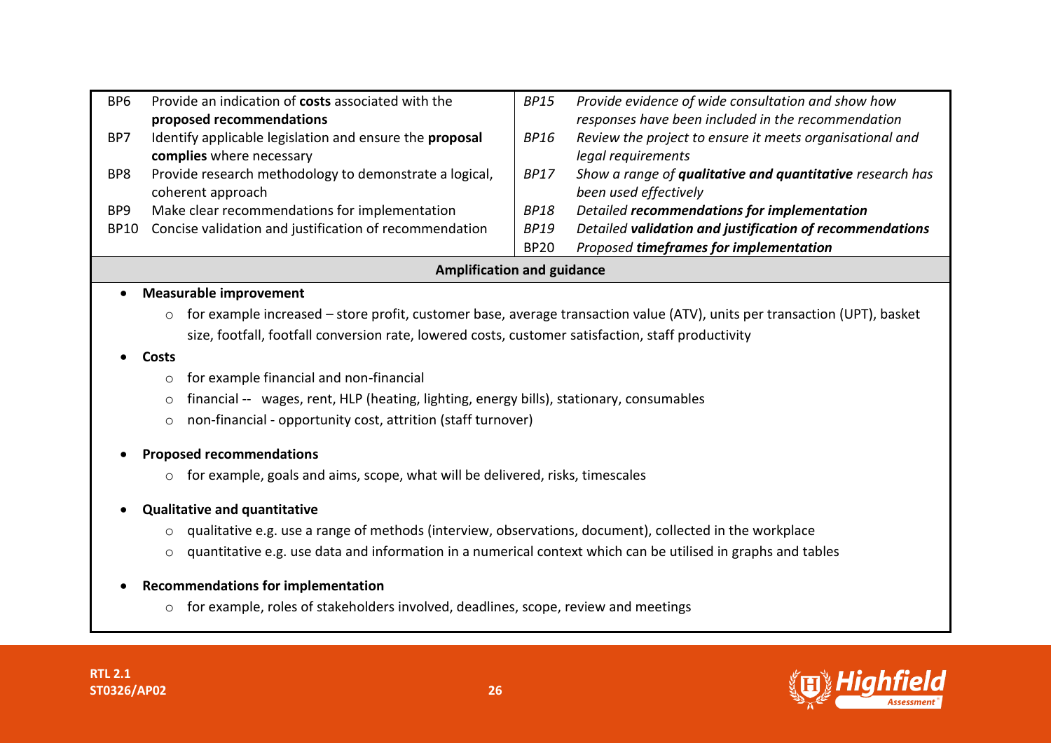| | | | |
|---|---|---|---|
| BP6 | Provide an indication of **costs** associated with the **proposed recommendations** | *BP15* | *Provide evidence of wide consultation and show how responses have been included in the recommendation* |
| BP7 | Identify applicable legislation and ensure the **proposal complies** where necessary | *BP16* | *Review the project to ensure it meets organisational and legal requirements* |
| BP8 | Provide research methodology to demonstrate a logical, coherent approach | *BP17* | *Show a range of **qualitative and quantitative** research has been used effectively* |
| BP9 | Make clear recommendations for implementation | *BP18* | *Detailed **recommendations for implementation*** |
| BP10 | Concise validation and justification of recommendation | *BP19* | *Detailed **validation and justification of recommendations*** |
| | | BP20 | *Proposed **timeframes for implementation*** |

**Amplification and guidance**

- **Measurable improvement**
  - for example increased – store profit, customer base, average transaction value (ATV), units per transaction (UPT), basket size, footfall, footfall conversion rate, lowered costs, customer satisfaction, staff productivity
- **Costs**
  - for example financial and non-financial
  - financial -- wages, rent, HLP (heating, lighting, energy bills), stationary, consumables
  - non-financial - opportunity cost, attrition (staff turnover)
- **Proposed recommendations**
  - for example, goals and aims, scope, what will be delivered, risks, timescales
- **Qualitative and quantitative**
  - qualitative e.g. use a range of methods (interview, observations, document), collected in the workplace
  - quantitative e.g. use data and information in a numerical context which can be utilised in graphs and tables
- **Recommendations for implementation**
  - for example, roles of stakeholders involved, deadlines, scope, review and meetings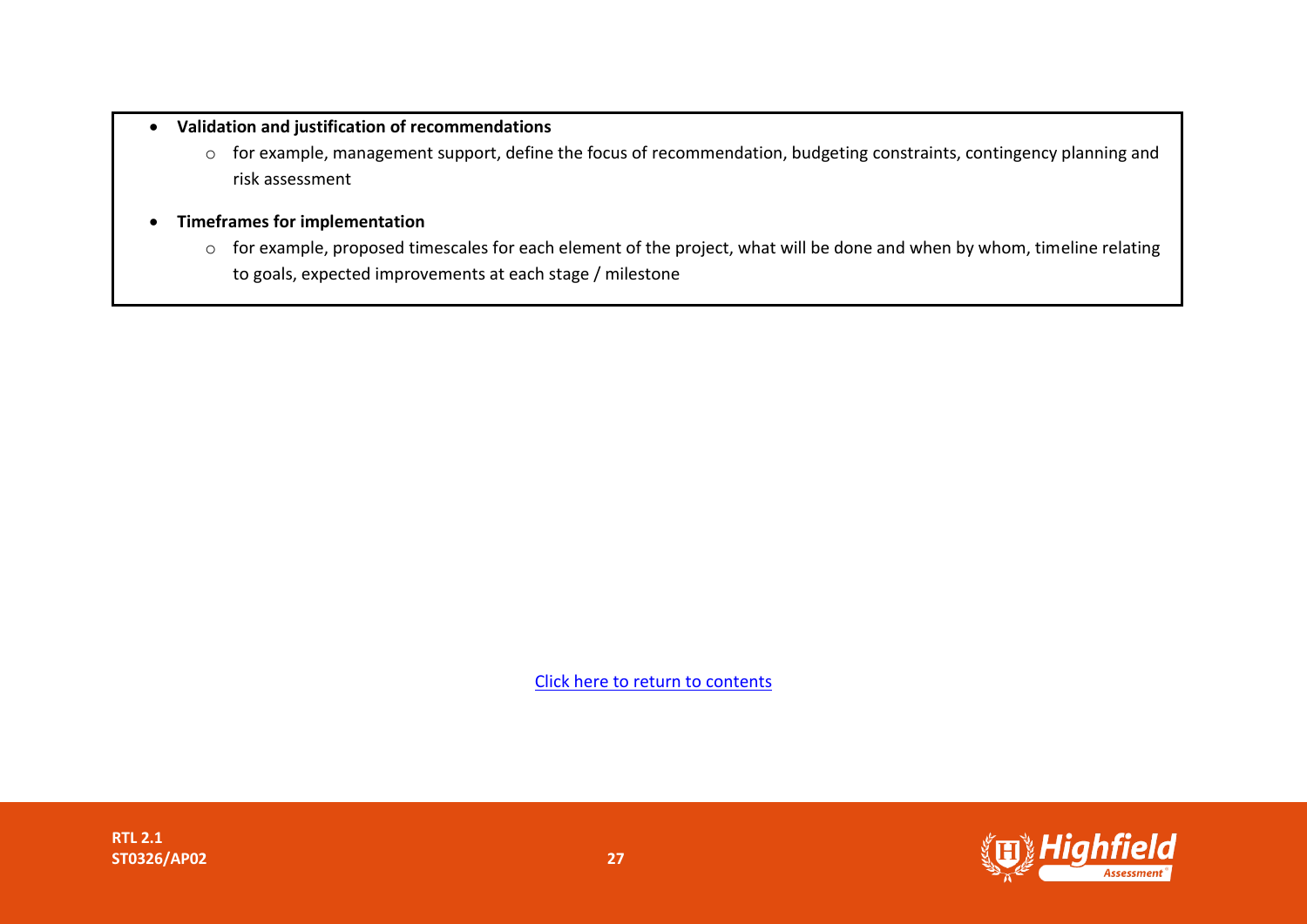- **Validation and justification of recommendations**
    - for example, management support, define the focus of recommendation, budgeting constraints, contingency planning and risk assessment
- **Timeframes for implementation**
    - for example, proposed timescales for each element of the project, what will be done and when by whom, timeline relating to goals, expected improvements at each stage / milestone

Click here to return to contents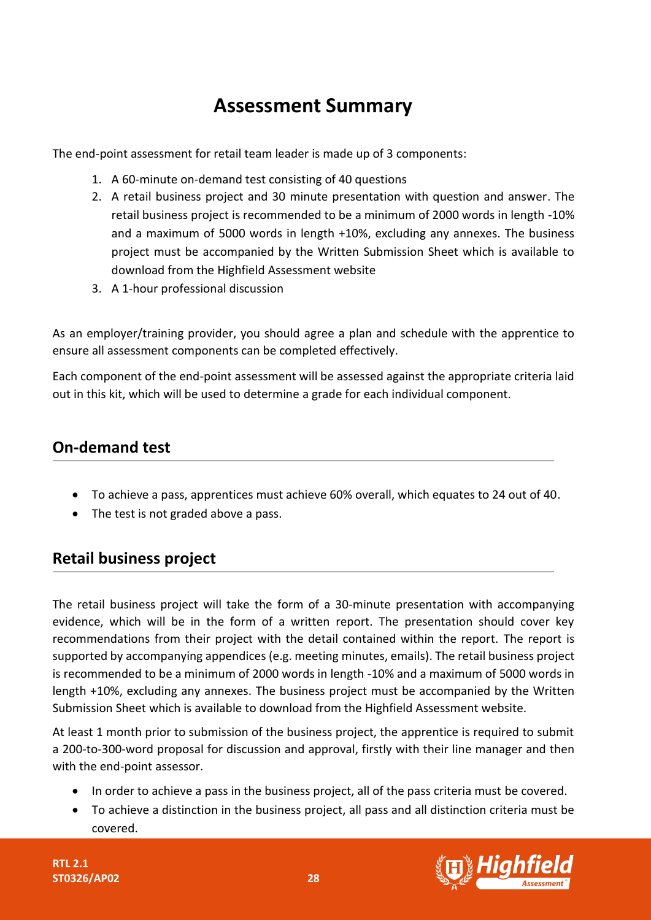# Assessment Summary

The end-point assessment for retail team leader is made up of 3 components:

1. A 60-minute on-demand test consisting of 40 questions
2. A retail business project and 30 minute presentation with question and answer. The retail business project is recommended to be a minimum of 2000 words in length -10% and a maximum of 5000 words in length +10%, excluding any annexes. The business project must be accompanied by the Written Submission Sheet which is available to download from the Highfield Assessment website
3. A 1-hour professional discussion

As an employer/training provider, you should agree a plan and schedule with the apprentice to ensure all assessment components can be completed effectively.

Each component of the end-point assessment will be assessed against the appropriate criteria laid out in this kit, which will be used to determine a grade for each individual component.

## On-demand test

- To achieve a pass, apprentices must achieve 60% overall, which equates to 24 out of 40.
- The test is not graded above a pass.

## Retail business project

The retail business project will take the form of a 30-minute presentation with accompanying evidence, which will be in the form of a written report. The presentation should cover key recommendations from their project with the detail contained within the report. The report is supported by accompanying appendices (e.g. meeting minutes, emails). The retail business project is recommended to be a minimum of 2000 words in length -10% and a maximum of 5000 words in length +10%, excluding any annexes. The business project must be accompanied by the Written Submission Sheet which is available to download from the Highfield Assessment website.

At least 1 month prior to submission of the business project, the apprentice is required to submit a 200-to-300-word proposal for discussion and approval, firstly with their line manager and then with the end-point assessor.

- In order to achieve a pass in the business project, all of the pass criteria must be covered.
- To achieve a distinction in the business project, all pass and all distinction criteria must be covered.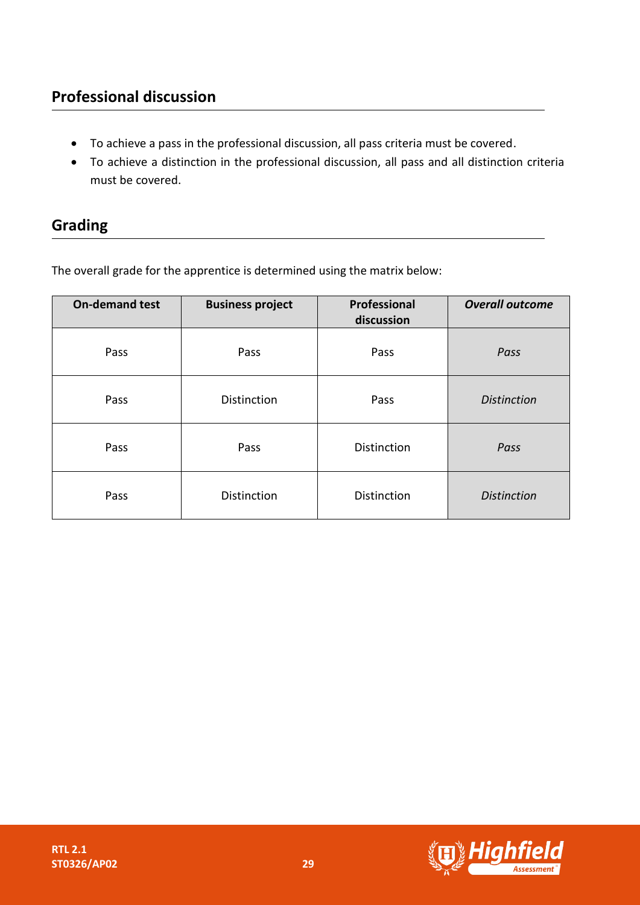## Professional discussion

- To achieve a pass in the professional discussion, all pass criteria must be covered.
- To achieve a distinction in the professional discussion, all pass and all distinction criteria must be covered.

## Grading

The overall grade for the apprentice is determined using the matrix below:

| On-demand test | Business project | Professional discussion | *Overall outcome* |
|---|---|---|---|
| Pass | Pass | Pass | *Pass* |
| Pass | Distinction | Pass | *Distinction* |
| Pass | Pass | Distinction | *Pass* |
| Pass | Distinction | Distinction | *Distinction* |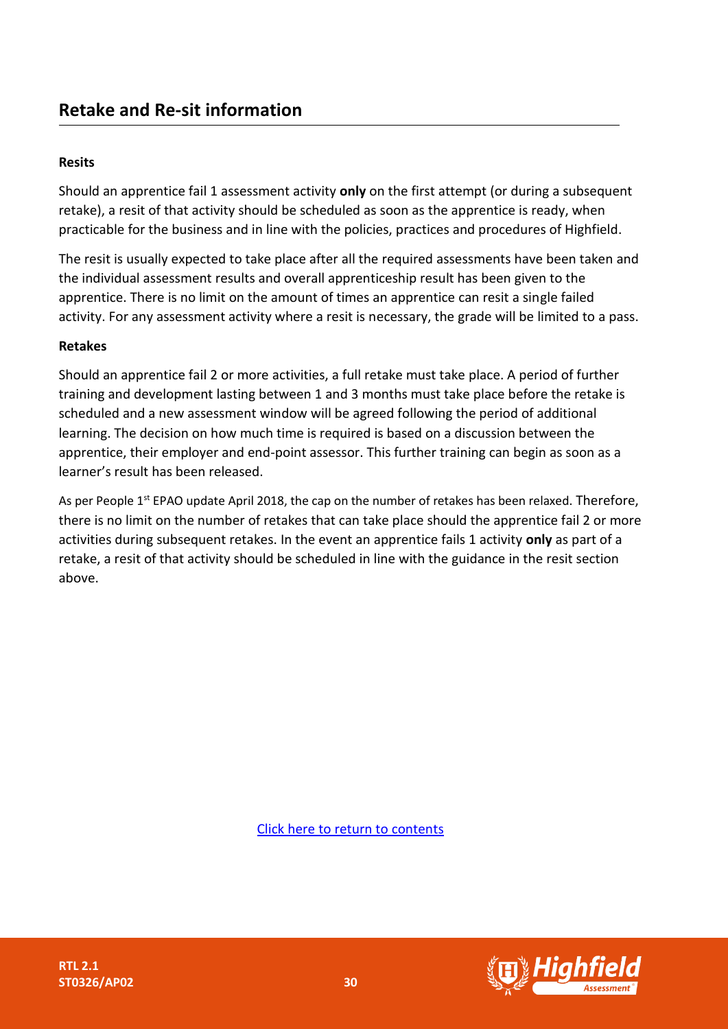## Retake and Re-sit information

**Resits**

Should an apprentice fail 1 assessment activity **only** on the first attempt (or during a subsequent retake), a resit of that activity should be scheduled as soon as the apprentice is ready, when practicable for the business and in line with the policies, practices and procedures of Highfield.

The resit is usually expected to take place after all the required assessments have been taken and the individual assessment results and overall apprenticeship result has been given to the apprentice. There is no limit on the amount of times an apprentice can resit a single failed activity. For any assessment activity where a resit is necessary, the grade will be limited to a pass.

**Retakes**

Should an apprentice fail 2 or more activities, a full retake must take place. A period of further training and development lasting between 1 and 3 months must take place before the retake is scheduled and a new assessment window will be agreed following the period of additional learning. The decision on how much time is required is based on a discussion between the apprentice, their employer and end-point assessor. This further training can begin as soon as a learner's result has been released.

As per People 1st EPAO update April 2018, the cap on the number of retakes has been relaxed. Therefore, there is no limit on the number of retakes that can take place should the apprentice fail 2 or more activities during subsequent retakes. In the event an apprentice fails 1 activity **only** as part of a retake, a resit of that activity should be scheduled in line with the guidance in the resit section above.

[Click here to return to contents]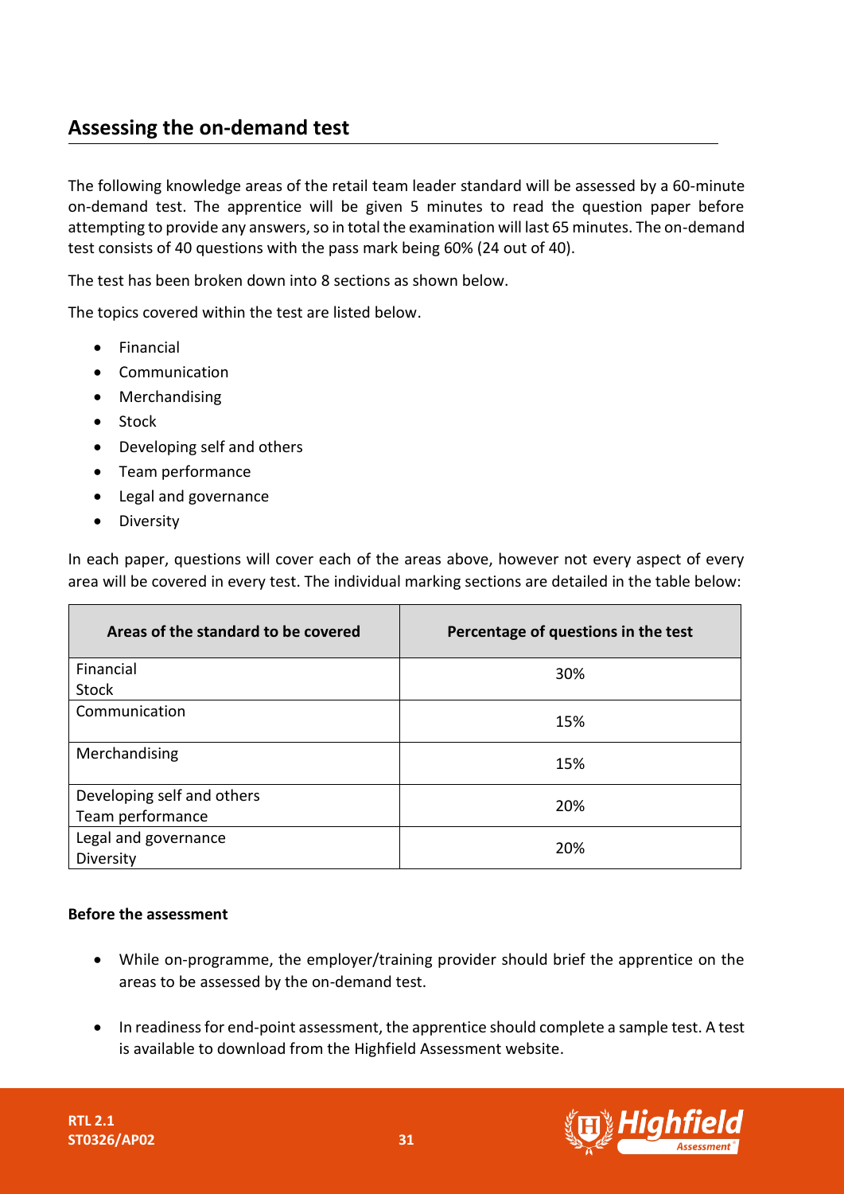## Assessing the on-demand test

The following knowledge areas of the retail team leader standard will be assessed by a 60-minute on-demand test. The apprentice will be given 5 minutes to read the question paper before attempting to provide any answers, so in total the examination will last 65 minutes. The on-demand test consists of 40 questions with the pass mark being 60% (24 out of 40).

The test has been broken down into 8 sections as shown below.

The topics covered within the test are listed below.

- Financial
- Communication
- Merchandising
- Stock
- Developing self and others
- Team performance
- Legal and governance
- Diversity

In each paper, questions will cover each of the areas above, however not every aspect of every area will be covered in every test. The individual marking sections are detailed in the table below:

| Areas of the standard to be covered | Percentage of questions in the test |
|---|---|
| Financial<br>Stock | 30% |
| Communication | 15% |
| Merchandising | 15% |
| Developing self and others<br>Team performance | 20% |
| Legal and governance<br>Diversity | 20% |

**Before the assessment**

- While on-programme, the employer/training provider should brief the apprentice on the areas to be assessed by the on-demand test.
- In readiness for end-point assessment, the apprentice should complete a sample test. A test is available to download from the Highfield Assessment website.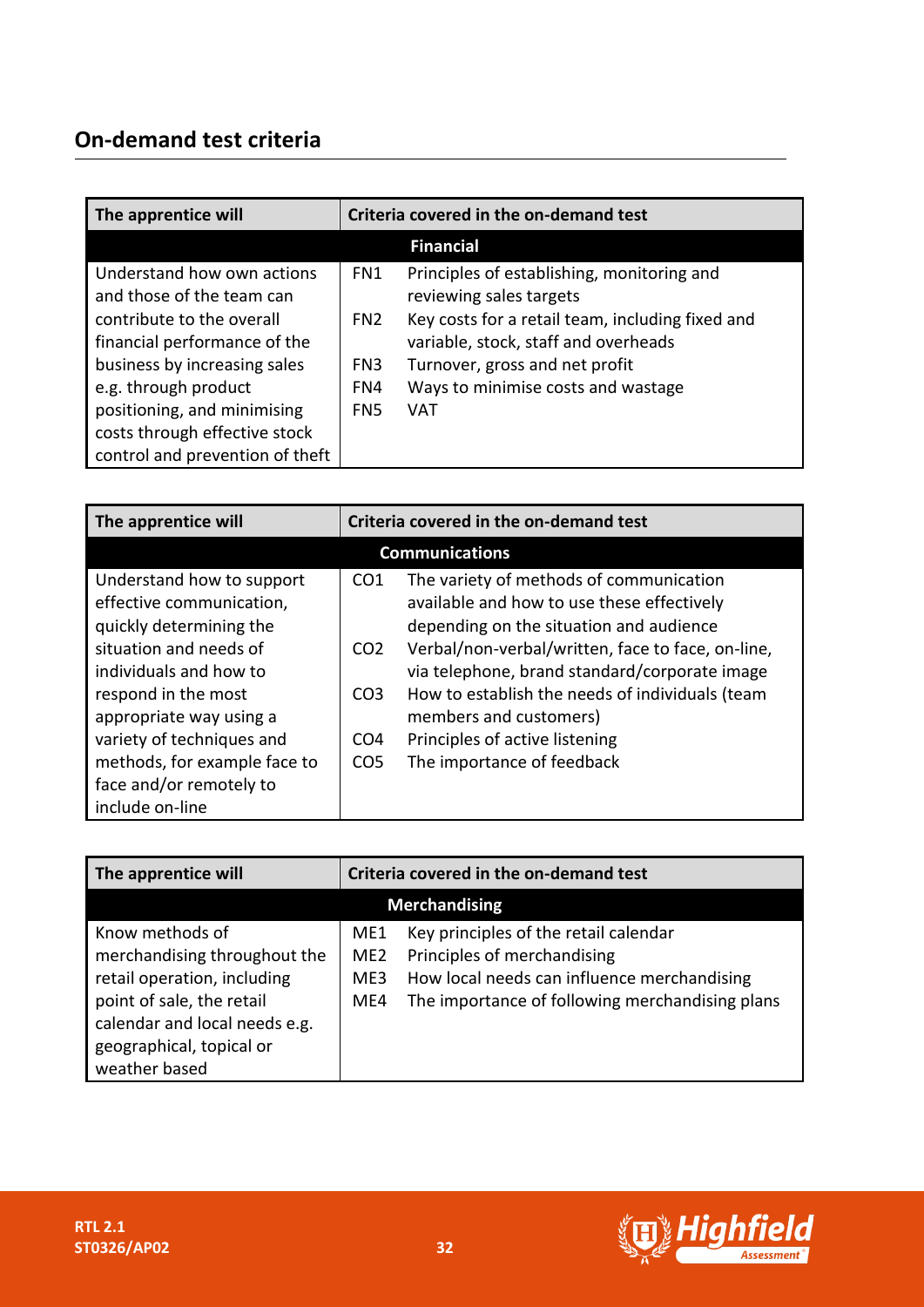## On-demand test criteria

| The apprentice will | Criteria covered in the on-demand test | |
|---|---|---|
| **Financial** | | |
| Understand how own actions and those of the team can contribute to the overall financial performance of the business by increasing sales e.g. through product positioning, and minimising costs through effective stock control and prevention of theft | FN1 | Principles of establishing, monitoring and reviewing sales targets |
| | FN2 | Key costs for a retail team, including fixed and variable, stock, staff and overheads |
| | FN3 | Turnover, gross and net profit |
| | FN4 | Ways to minimise costs and wastage |
| | FN5 | VAT |

| The apprentice will | Criteria covered in the on-demand test | |
|---|---|---|
| **Communications** | | |
| Understand how to support effective communication, quickly determining the situation and needs of individuals and how to respond in the most appropriate way using a variety of techniques and methods, for example face to face and/or remotely to include on-line | CO1 | The variety of methods of communication available and how to use these effectively depending on the situation and audience |
| | CO2 | Verbal/non-verbal/written, face to face, on-line, via telephone, brand standard/corporate image |
| | CO3 | How to establish the needs of individuals (team members and customers) |
| | CO4 | Principles of active listening |
| | CO5 | The importance of feedback |

| The apprentice will | Criteria covered in the on-demand test | |
|---|---|---|
| **Merchandising** | | |
| Know methods of merchandising throughout the retail operation, including point of sale, the retail calendar and local needs e.g. geographical, topical or weather based | ME1 | Key principles of the retail calendar |
| | ME2 | Principles of merchandising |
| | ME3 | How local needs can influence merchandising |
| | ME4 | The importance of following merchandising plans |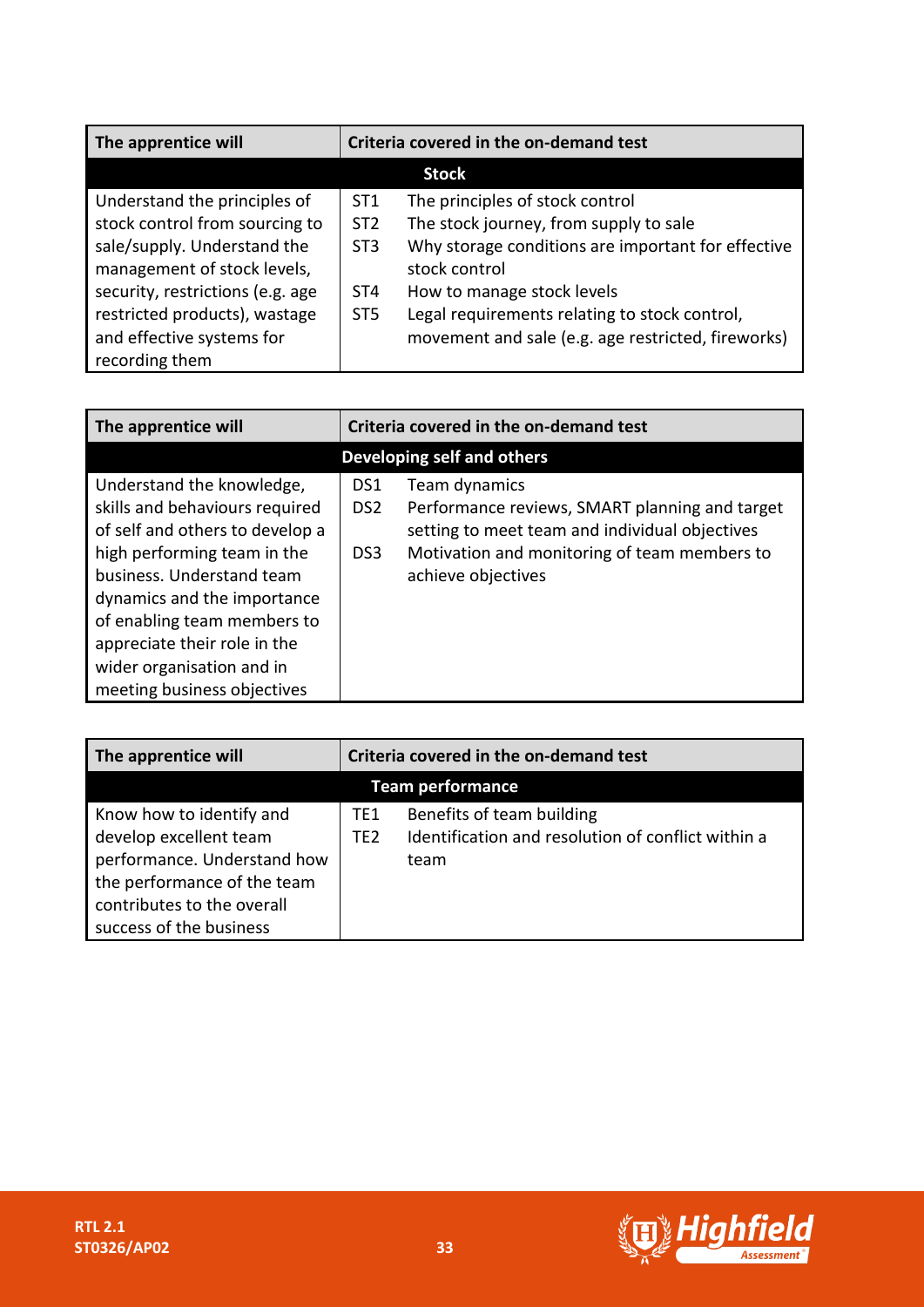| The apprentice will | Criteria covered in the on-demand test |
|---|---|
| **Stock** | |
| Understand the principles of stock control from sourcing to sale/supply. Understand the management of stock levels, security, restrictions (e.g. age restricted products), wastage and effective systems for recording them | ST1 The principles of stock control<br>ST2 The stock journey, from supply to sale<br>ST3 Why storage conditions are important for effective stock control<br>ST4 How to manage stock levels<br>ST5 Legal requirements relating to stock control, movement and sale (e.g. age restricted, fireworks) |

| The apprentice will | Criteria covered in the on-demand test |
|---|---|
| **Developing self and others** | |
| Understand the knowledge, skills and behaviours required of self and others to develop a high performing team in the business. Understand team dynamics and the importance of enabling team members to appreciate their role in the wider organisation and in meeting business objectives | DS1 Team dynamics<br>DS2 Performance reviews, SMART planning and target setting to meet team and individual objectives<br>DS3 Motivation and monitoring of team members to achieve objectives |

| The apprentice will | Criteria covered in the on-demand test |
|---|---|
| **Team performance** | |
| Know how to identify and develop excellent team performance. Understand how the performance of the team contributes to the overall success of the business | TE1 Benefits of team building<br>TE2 Identification and resolution of conflict within a team |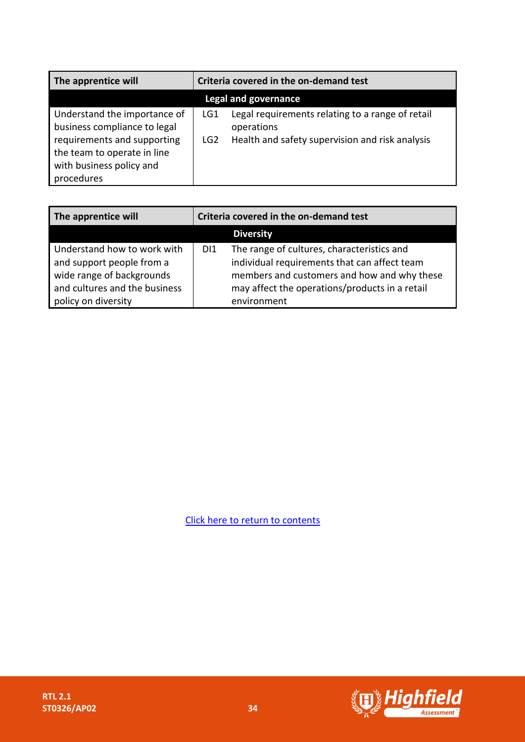| The apprentice will | Criteria covered in the on-demand test |
|---|---|
| **Legal and governance** | |
| Understand the importance of business compliance to legal requirements and supporting the team to operate in line with business policy and procedures | LG1 Legal requirements relating to a range of retail operations<br>LG2 Health and safety supervision and risk analysis |

| The apprentice will | Criteria covered in the on-demand test |
|---|---|
| **Diversity** | |
| Understand how to work with and support people from a wide range of backgrounds and cultures and the business policy on diversity | DI1 The range of cultures, characteristics and individual requirements that can affect team members and customers and how and why these may affect the operations/products in a retail environment |

[Click here to return to contents]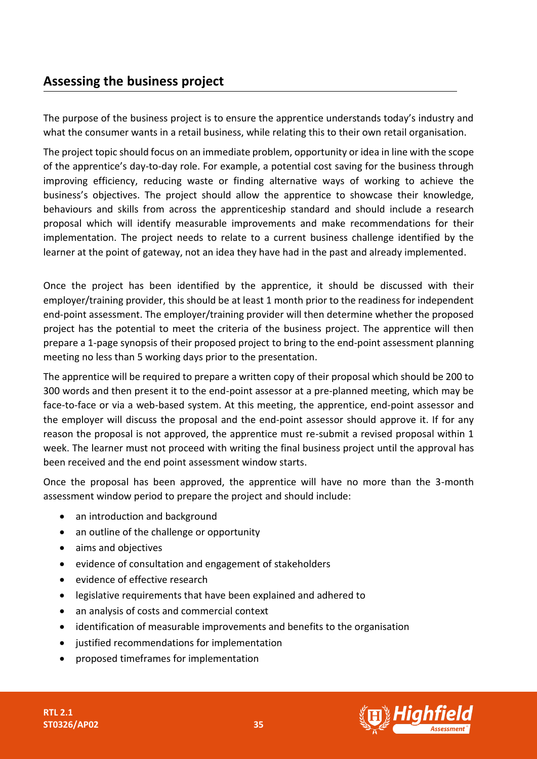## Assessing the business project

The purpose of the business project is to ensure the apprentice understands today's industry and what the consumer wants in a retail business, while relating this to their own retail organisation.

The project topic should focus on an immediate problem, opportunity or idea in line with the scope of the apprentice's day-to-day role. For example, a potential cost saving for the business through improving efficiency, reducing waste or finding alternative ways of working to achieve the business's objectives. The project should allow the apprentice to showcase their knowledge, behaviours and skills from across the apprenticeship standard and should include a research proposal which will identify measurable improvements and make recommendations for their implementation. The project needs to relate to a current business challenge identified by the learner at the point of gateway, not an idea they have had in the past and already implemented.

Once the project has been identified by the apprentice, it should be discussed with their employer/training provider, this should be at least 1 month prior to the readiness for independent end-point assessment. The employer/training provider will then determine whether the proposed project has the potential to meet the criteria of the business project. The apprentice will then prepare a 1-page synopsis of their proposed project to bring to the end-point assessment planning meeting no less than 5 working days prior to the presentation.

The apprentice will be required to prepare a written copy of their proposal which should be 200 to 300 words and then present it to the end-point assessor at a pre-planned meeting, which may be face-to-face or via a web-based system. At this meeting, the apprentice, end-point assessor and the employer will discuss the proposal and the end-point assessor should approve it. If for any reason the proposal is not approved, the apprentice must re-submit a revised proposal within 1 week. The learner must not proceed with writing the final business project until the approval has been received and the end point assessment window starts.

Once the proposal has been approved, the apprentice will have no more than the 3-month assessment window period to prepare the project and should include:

- an introduction and background
- an outline of the challenge or opportunity
- aims and objectives
- evidence of consultation and engagement of stakeholders
- evidence of effective research
- legislative requirements that have been explained and adhered to
- an analysis of costs and commercial context
- identification of measurable improvements and benefits to the organisation
- justified recommendations for implementation
- proposed timeframes for implementation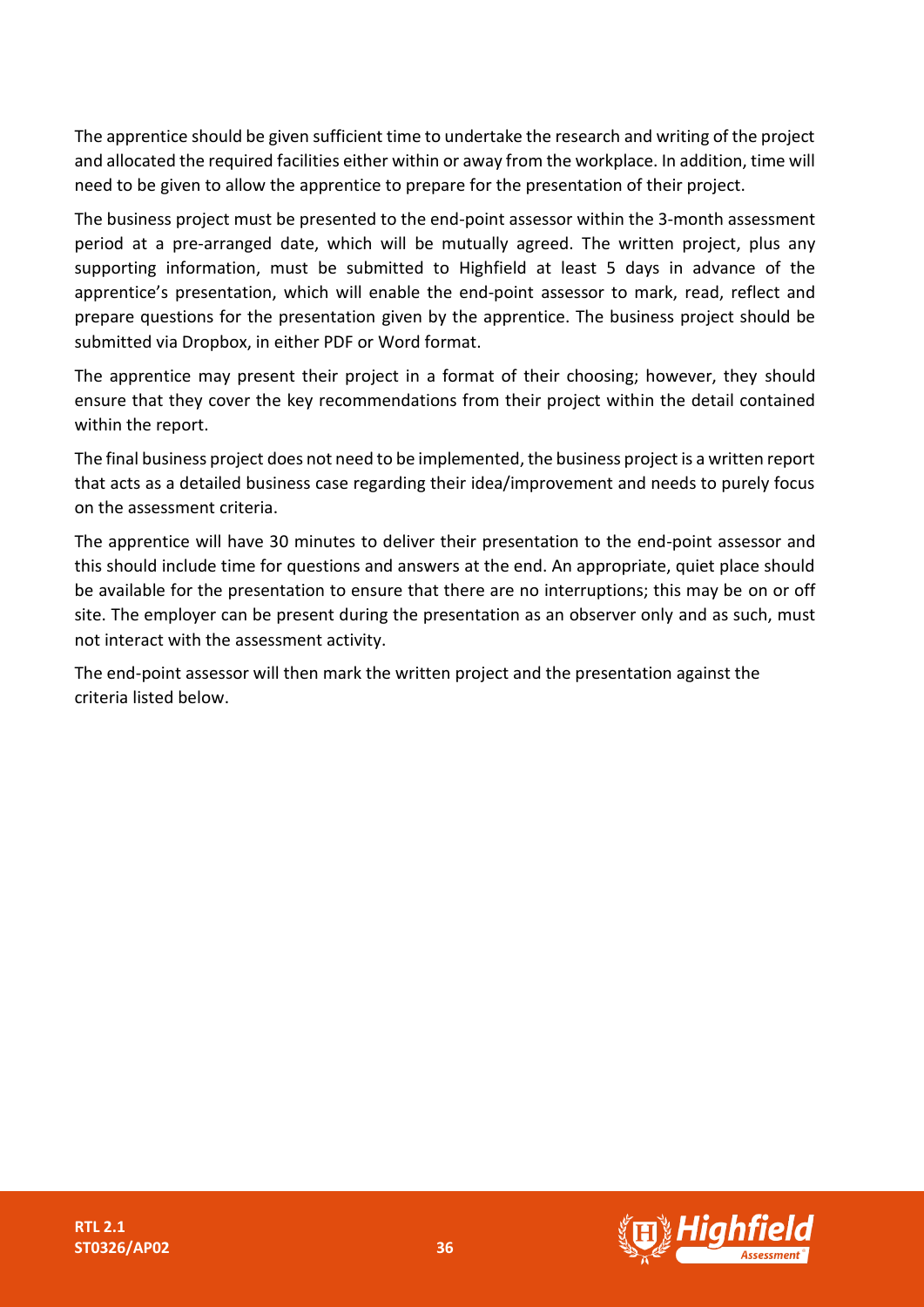The apprentice should be given sufficient time to undertake the research and writing of the project and allocated the required facilities either within or away from the workplace. In addition, time will need to be given to allow the apprentice to prepare for the presentation of their project.

The business project must be presented to the end-point assessor within the 3-month assessment period at a pre-arranged date, which will be mutually agreed. The written project, plus any supporting information, must be submitted to Highfield at least 5 days in advance of the apprentice's presentation, which will enable the end-point assessor to mark, read, reflect and prepare questions for the presentation given by the apprentice. The business project should be submitted via Dropbox, in either PDF or Word format.

The apprentice may present their project in a format of their choosing; however, they should ensure that they cover the key recommendations from their project within the detail contained within the report.

The final business project does not need to be implemented, the business project is a written report that acts as a detailed business case regarding their idea/improvement and needs to purely focus on the assessment criteria.

The apprentice will have 30 minutes to deliver their presentation to the end-point assessor and this should include time for questions and answers at the end. An appropriate, quiet place should be available for the presentation to ensure that there are no interruptions; this may be on or off site. The employer can be present during the presentation as an observer only and as such, must not interact with the assessment activity.

The end-point assessor will then mark the written project and the presentation against the criteria listed below.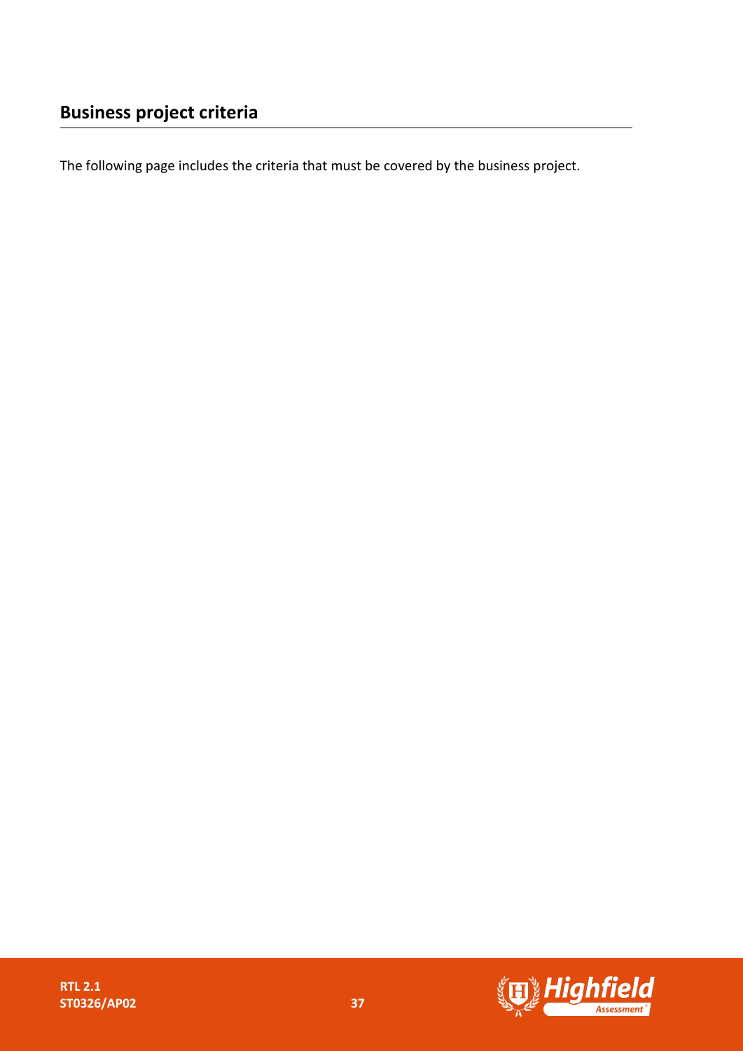## Business project criteria

The following page includes the criteria that must be covered by the business project.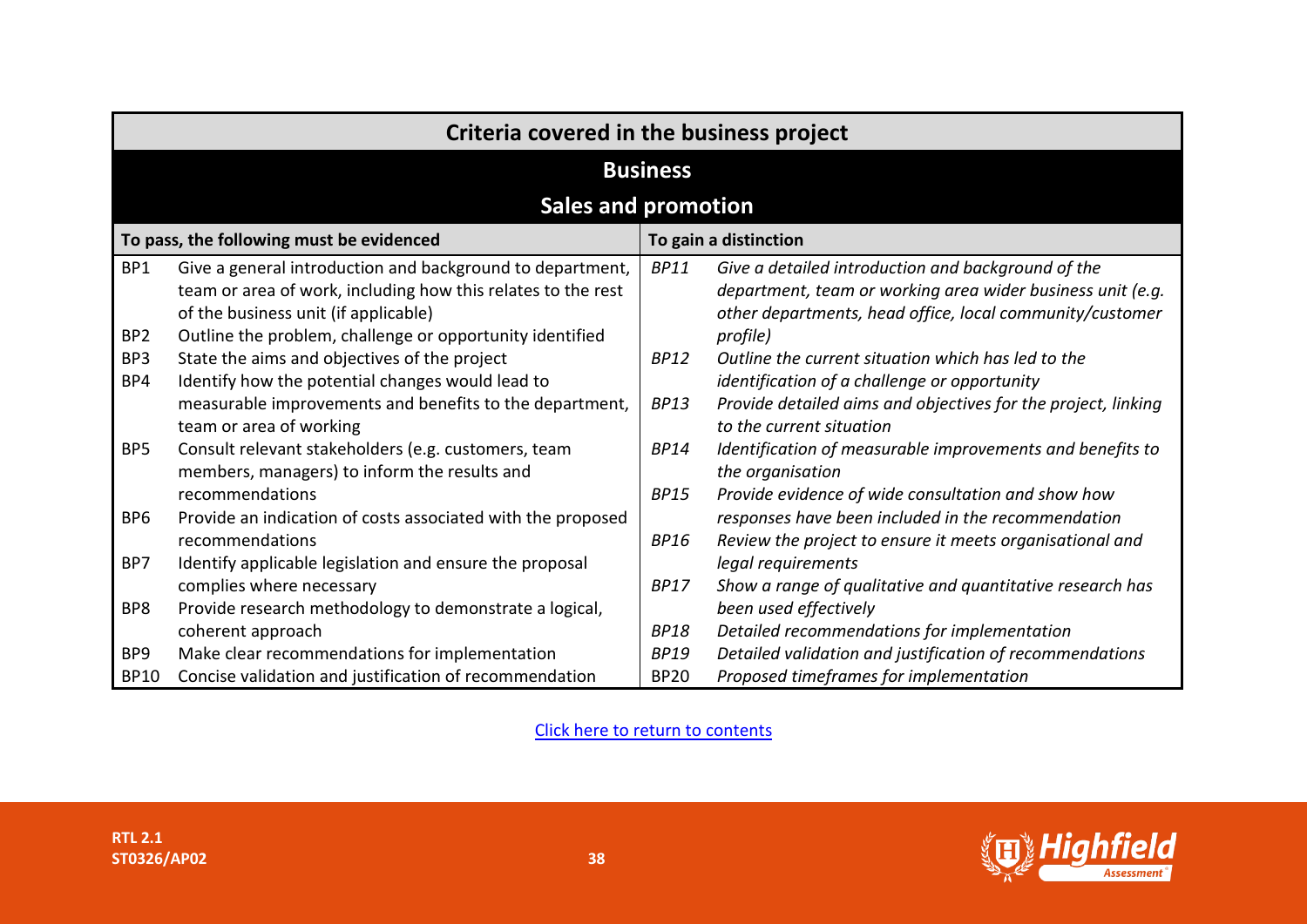## Criteria covered in the business project

### Business

### Sales and promotion

| To pass, the following must be evidenced | | To gain a distinction | |
|---|---|---|---|
| BP1 | Give a general introduction and background to department, team or area of work, including how this relates to the rest of the business unit (if applicable) | *BP11* | *Give a detailed introduction and background of the department, team or working area wider business unit (e.g. other departments, head office, local community/customer profile)* |
| BP2 | Outline the problem, challenge or opportunity identified | *BP12* | *Outline the current situation which has led to the identification of a challenge or opportunity* |
| BP3 | State the aims and objectives of the project | *BP13* | *Provide detailed aims and objectives for the project, linking to the current situation* |
| BP4 | Identify how the potential changes would lead to measurable improvements and benefits to the department, team or area of working | *BP14* | *Identification of measurable improvements and benefits to the organisation* |
| BP5 | Consult relevant stakeholders (e.g. customers, team members, managers) to inform the results and recommendations | *BP15* | *Provide evidence of wide consultation and show how responses have been included in the recommendation* |
| BP6 | Provide an indication of costs associated with the proposed recommendations | *BP16* | *Review the project to ensure it meets organisational and legal requirements* |
| BP7 | Identify applicable legislation and ensure the proposal complies where necessary | *BP17* | *Show a range of qualitative and quantitative research has been used effectively* |
| BP8 | Provide research methodology to demonstrate a logical, coherent approach | *BP18* | *Detailed recommendations for implementation* |
| BP9 | Make clear recommendations for implementation | *BP19* | *Detailed validation and justification of recommendations* |
| BP10 | Concise validation and justification of recommendation | BP20 | *Proposed timeframes for implementation* |

Click here to return to contents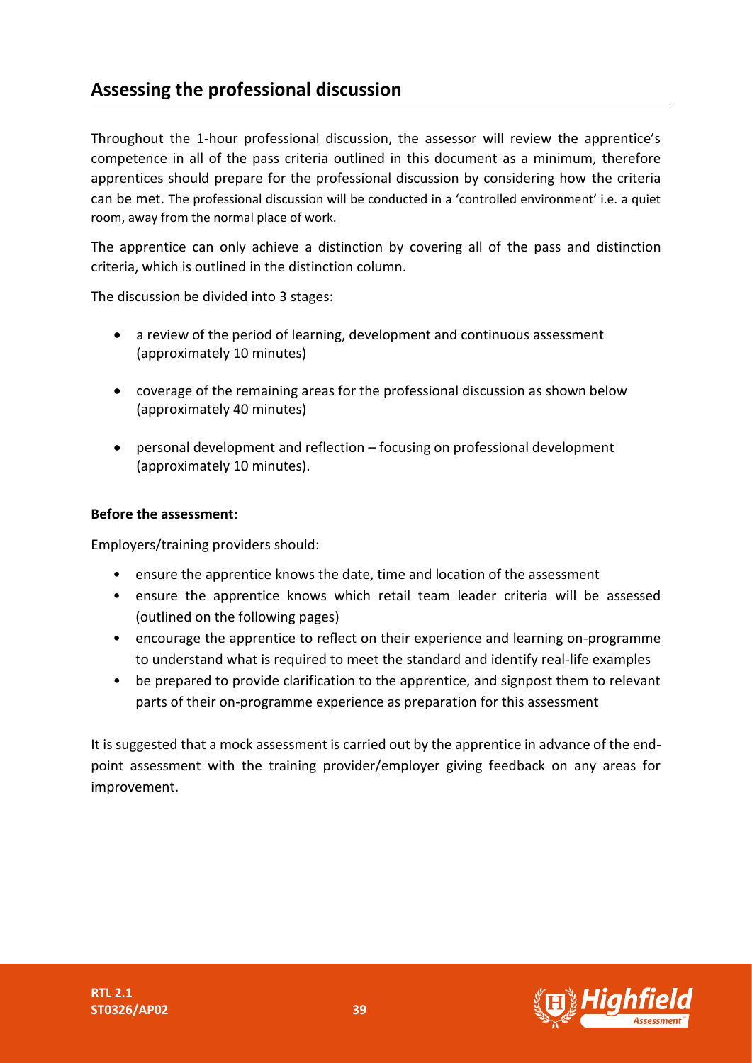## Assessing the professional discussion

Throughout the 1-hour professional discussion, the assessor will review the apprentice's competence in all of the pass criteria outlined in this document as a minimum, therefore apprentices should prepare for the professional discussion by considering how the criteria can be met. The professional discussion will be conducted in a 'controlled environment' i.e. a quiet room, away from the normal place of work.

The apprentice can only achieve a distinction by covering all of the pass and distinction criteria, which is outlined in the distinction column.

The discussion be divided into 3 stages:

- a review of the period of learning, development and continuous assessment (approximately 10 minutes)
- coverage of the remaining areas for the professional discussion as shown below (approximately 40 minutes)
- personal development and reflection – focusing on professional development (approximately 10 minutes).

**Before the assessment:**

Employers/training providers should:

- ensure the apprentice knows the date, time and location of the assessment
- ensure the apprentice knows which retail team leader criteria will be assessed (outlined on the following pages)
- encourage the apprentice to reflect on their experience and learning on-programme to understand what is required to meet the standard and identify real-life examples
- be prepared to provide clarification to the apprentice, and signpost them to relevant parts of their on-programme experience as preparation for this assessment

It is suggested that a mock assessment is carried out by the apprentice in advance of the end-point assessment with the training provider/employer giving feedback on any areas for improvement.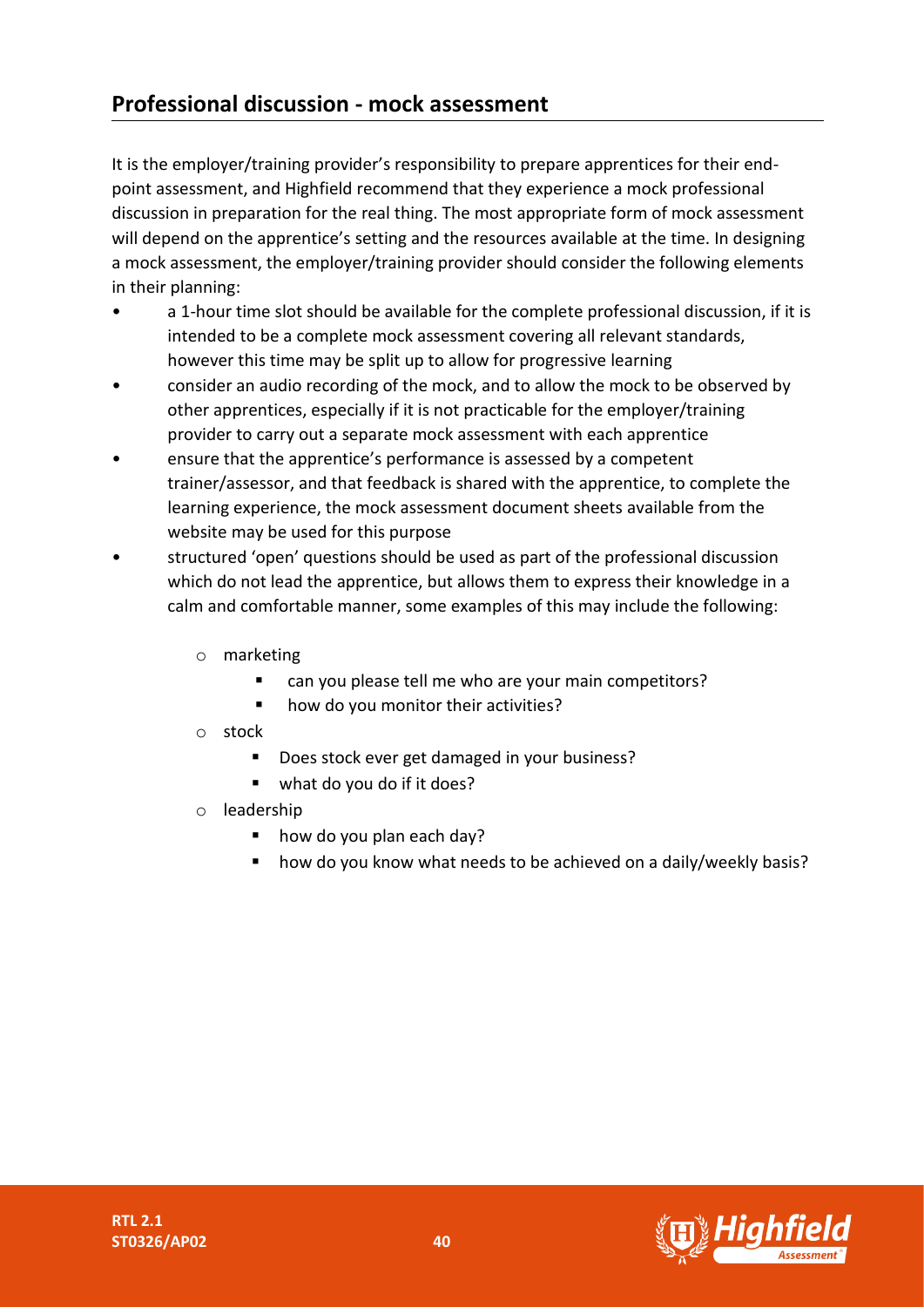## Professional discussion - mock assessment

It is the employer/training provider's responsibility to prepare apprentices for their end-point assessment, and Highfield recommend that they experience a mock professional discussion in preparation for the real thing. The most appropriate form of mock assessment will depend on the apprentice's setting and the resources available at the time. In designing a mock assessment, the employer/training provider should consider the following elements in their planning:

- a 1-hour time slot should be available for the complete professional discussion, if it is intended to be a complete mock assessment covering all relevant standards, however this time may be split up to allow for progressive learning
- consider an audio recording of the mock, and to allow the mock to be observed by other apprentices, especially if it is not practicable for the employer/training provider to carry out a separate mock assessment with each apprentice
- ensure that the apprentice's performance is assessed by a competent trainer/assessor, and that feedback is shared with the apprentice, to complete the learning experience, the mock assessment document sheets available from the website may be used for this purpose
- structured 'open' questions should be used as part of the professional discussion which do not lead the apprentice, but allows them to express their knowledge in a calm and comfortable manner, some examples of this may include the following:
  - marketing
    - can you please tell me who are your main competitors?
    - how do you monitor their activities?
  - stock
    - Does stock ever get damaged in your business?
    - what do you do if it does?
  - leadership
    - how do you plan each day?
    - how do you know what needs to be achieved on a daily/weekly basis?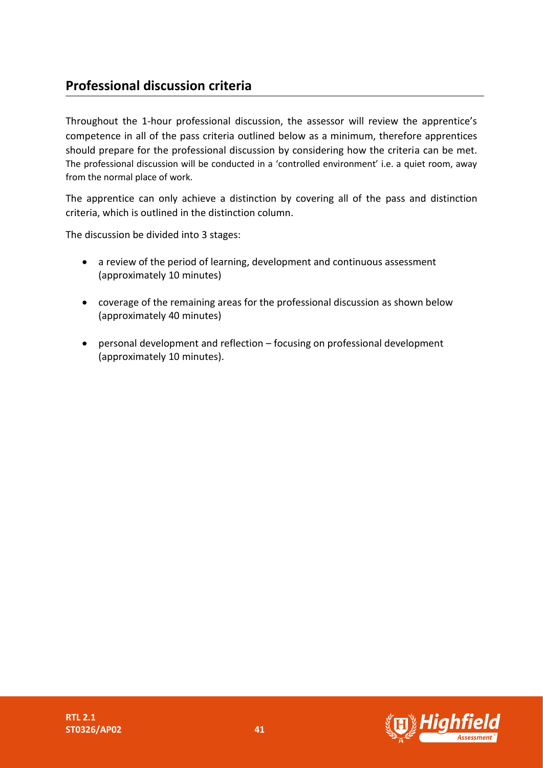## Professional discussion criteria

Throughout the 1-hour professional discussion, the assessor will review the apprentice's competence in all of the pass criteria outlined below as a minimum, therefore apprentices should prepare for the professional discussion by considering how the criteria can be met. The professional discussion will be conducted in a 'controlled environment' i.e. a quiet room, away from the normal place of work.

The apprentice can only achieve a distinction by covering all of the pass and distinction criteria, which is outlined in the distinction column.

The discussion be divided into 3 stages:

- a review of the period of learning, development and continuous assessment (approximately 10 minutes)
- coverage of the remaining areas for the professional discussion as shown below (approximately 40 minutes)
- personal development and reflection – focusing on professional development (approximately 10 minutes).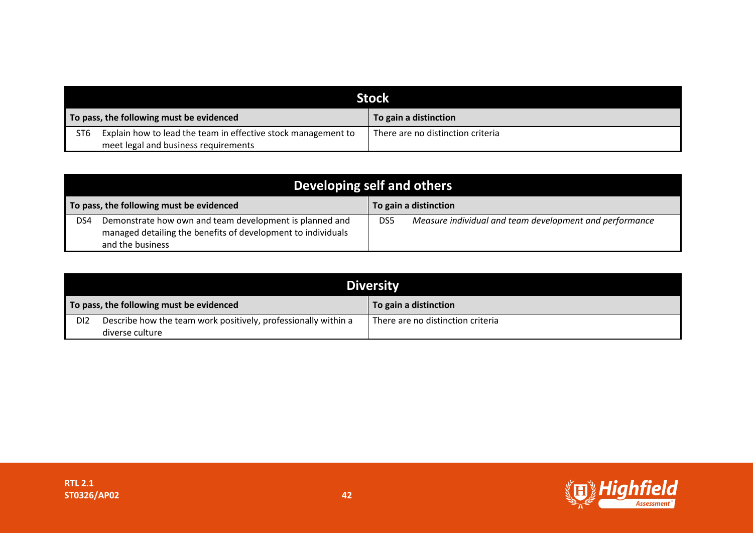| Stock | | | |
|---|---|---|---|
| **To pass, the following must be evidenced** | | **To gain a distinction** | |
| ST6 | Explain how to lead the team in effective stock management to meet legal and business requirements | There are no distinction criteria | |

| Developing self and others | | | |
|---|---|---|---|
| **To pass, the following must be evidenced** | | **To gain a distinction** | |
| DS4 | Demonstrate how own and team development is planned and managed detailing the benefits of development to individuals and the business | DS5 | *Measure individual and team development and performance* |

| Diversity | | | |
|---|---|---|---|
| **To pass, the following must be evidenced** | | **To gain a distinction** | |
| DI2 | Describe how the team work positively, professionally within a diverse culture | There are no distinction criteria | |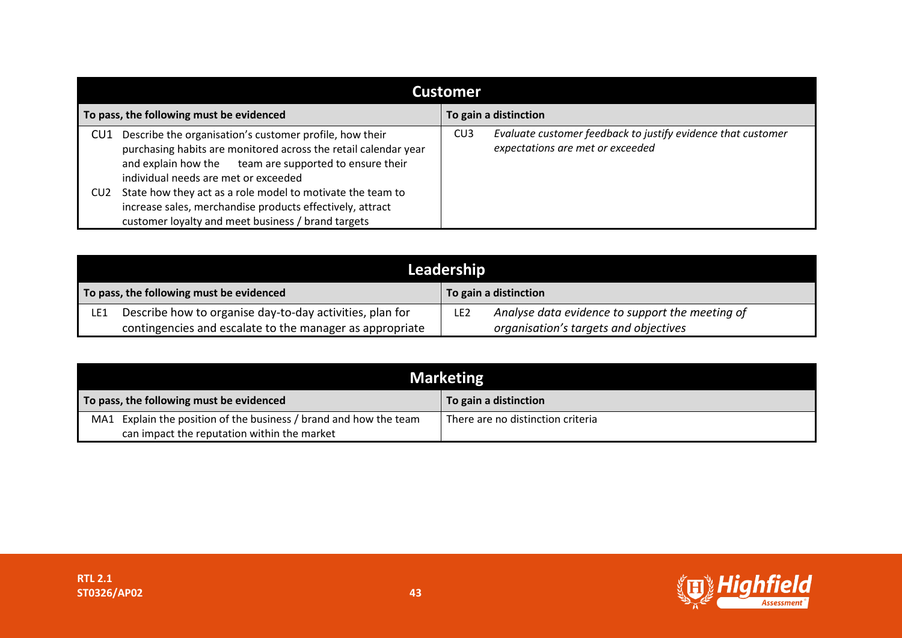| Customer | |
|---|---|
| **To pass, the following must be evidenced** | **To gain a distinction** |
| CU1 Describe the organisation's customer profile, how their purchasing habits are monitored across the retail calendar year and explain how the team are supported to ensure their individual needs are met or exceeded<br>CU2 State how they act as a role model to motivate the team to increase sales, merchandise products effectively, attract customer loyalty and meet business / brand targets | CU3 *Evaluate customer feedback to justify evidence that customer expectations are met or exceeded* |

| Leadership | |
|---|---|
| **To pass, the following must be evidenced** | **To gain a distinction** |
| LE1 Describe how to organise day-to-day activities, plan for contingencies and escalate to the manager as appropriate | LE2 *Analyse data evidence to support the meeting of organisation's targets and objectives* |

| Marketing | |
|---|---|
| **To pass, the following must be evidenced** | **To gain a distinction** |
| MA1 Explain the position of the business / brand and how the team can impact the reputation within the market | There are no distinction criteria |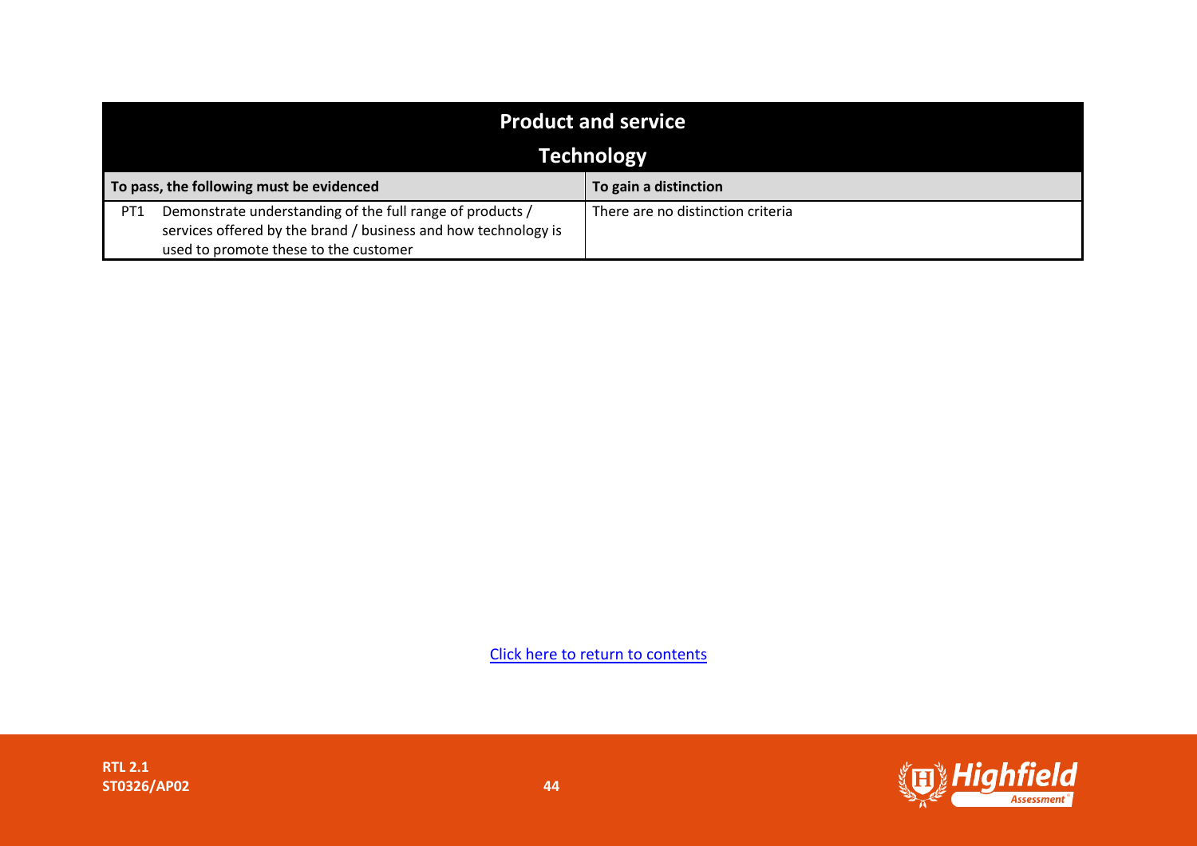| Product and service<br>Technology | | |
|---|---|---|
| **To pass, the following must be evidenced** | | **To gain a distinction** |
| PT1 | Demonstrate understanding of the full range of products / services offered by the brand / business and how technology is used to promote these to the customer | There are no distinction criteria |

Click here to return to contents